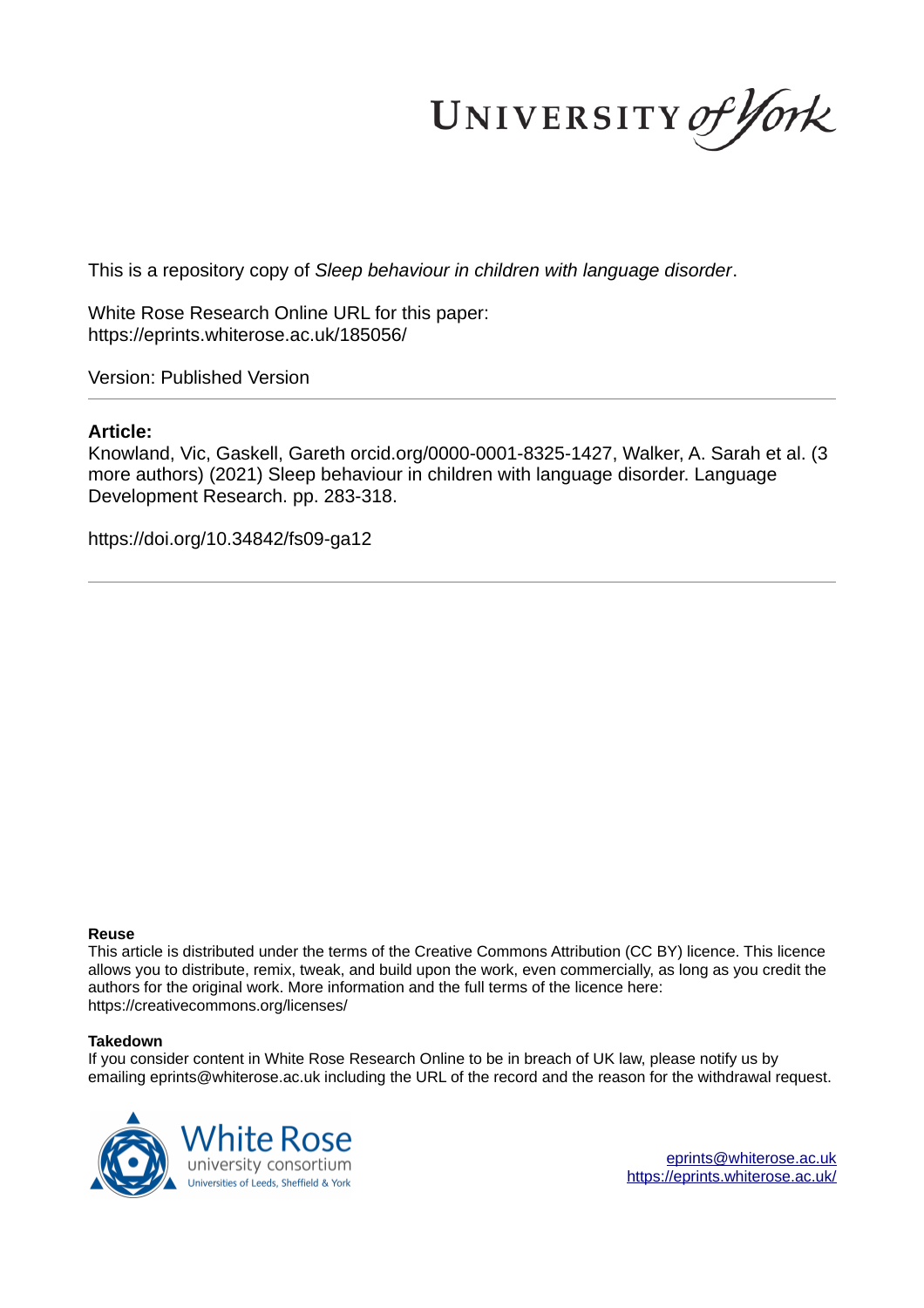This is a repository copy of *Sleep behaviour in children with language disorder*.

White Rose Research Online URL for this paper:
https://eprints.whiterose.ac.uk/185056/

Version: Published Version

---

**Article:**

Knowland, Vic, Gaskell, Gareth orcid.org/0000-0001-8325-1427, Walker, A. Sarah et al. (3 more authors) (2021) Sleep behaviour in children with language disorder. Language Development Research. pp. 283-318.

https://doi.org/10.34842/fs09-ga12

---

**Reuse**

This article is distributed under the terms of the Creative Commons Attribution (CC BY) licence. This licence allows you to distribute, remix, tweak, and build upon the work, even commercially, as long as you credit the authors for the original work. More information and the full terms of the licence here: https://creativecommons.org/licenses/

**Takedown**

If you consider content in White Rose Research Online to be in breach of UK law, please notify us by emailing eprints@whiterose.ac.uk including the URL of the record and the reason for the withdrawal request.

eprints@whiterose.ac.uk
https://eprints.whiterose.ac.uk/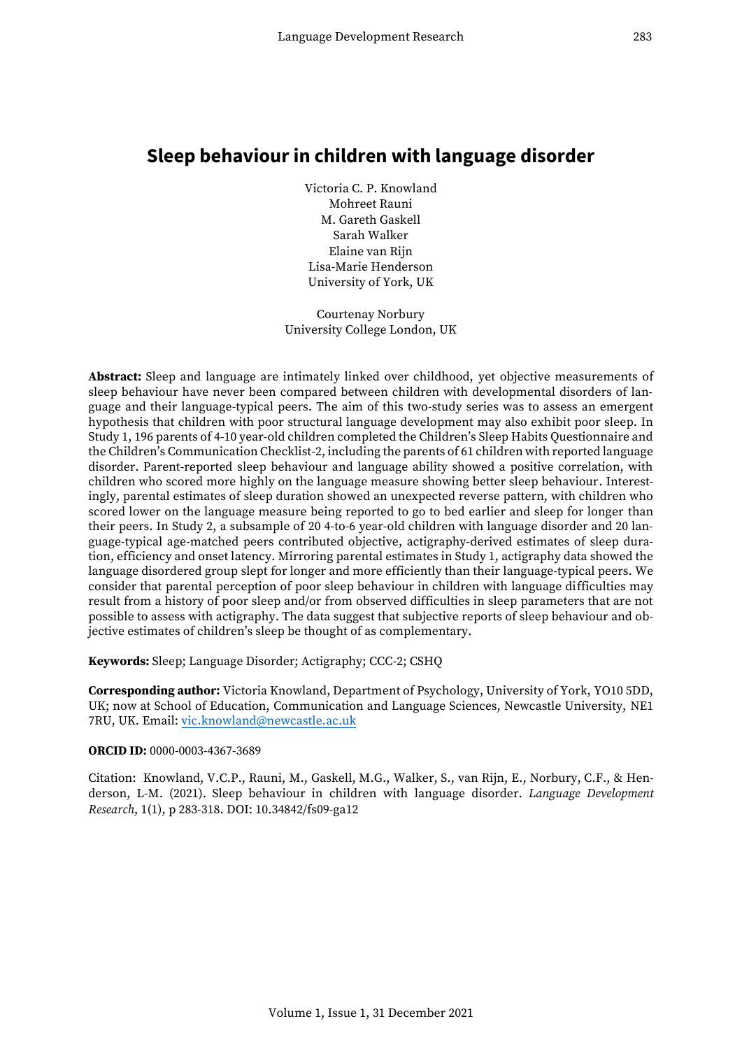# Sleep behaviour in children with language disorder

Victoria C. P. Knowland
Mohreet Rauni
M. Gareth Gaskell
Sarah Walker
Elaine van Rijn
Lisa-Marie Henderson
University of York, UK

Courtenay Norbury
University College London, UK

**Abstract:** Sleep and language are intimately linked over childhood, yet objective measurements of sleep behaviour have never been compared between children with developmental disorders of language and their language-typical peers. The aim of this two-study series was to assess an emergent hypothesis that children with poor structural language development may also exhibit poor sleep. In Study 1, 196 parents of 4-10 year-old children completed the Children's Sleep Habits Questionnaire and the Children's Communication Checklist-2, including the parents of 61 children with reported language disorder. Parent-reported sleep behaviour and language ability showed a positive correlation, with children who scored more highly on the language measure showing better sleep behaviour. Interestingly, parental estimates of sleep duration showed an unexpected reverse pattern, with children who scored lower on the language measure being reported to go to bed earlier and sleep for longer than their peers. In Study 2, a subsample of 20 4-to-6 year-old children with language disorder and 20 language-typical age-matched peers contributed objective, actigraphy-derived estimates of sleep duration, efficiency and onset latency. Mirroring parental estimates in Study 1, actigraphy data showed the language disordered group slept for longer and more efficiently than their language-typical peers. We consider that parental perception of poor sleep behaviour in children with language difficulties may result from a history of poor sleep and/or from observed difficulties in sleep parameters that are not possible to assess with actigraphy. The data suggest that subjective reports of sleep behaviour and objective estimates of children's sleep be thought of as complementary.

**Keywords:** Sleep; Language Disorder; Actigraphy; CCC-2; CSHQ

**Corresponding author:** Victoria Knowland, Department of Psychology, University of York, YO10 5DD, UK; now at School of Education, Communication and Language Sciences, Newcastle University, NE1 7RU, UK. Email: vic.knowland@newcastle.ac.uk

**ORCID ID:** 0000-0003-4367-3689

Citation: Knowland, V.C.P., Rauni, M., Gaskell, M.G., Walker, S., van Rijn, E., Norbury, C.F., & Henderson, L-M. (2021). Sleep behaviour in children with language disorder. *Language Development Research*, 1(1), p 283-318. DOI: 10.34842/fs09-ga12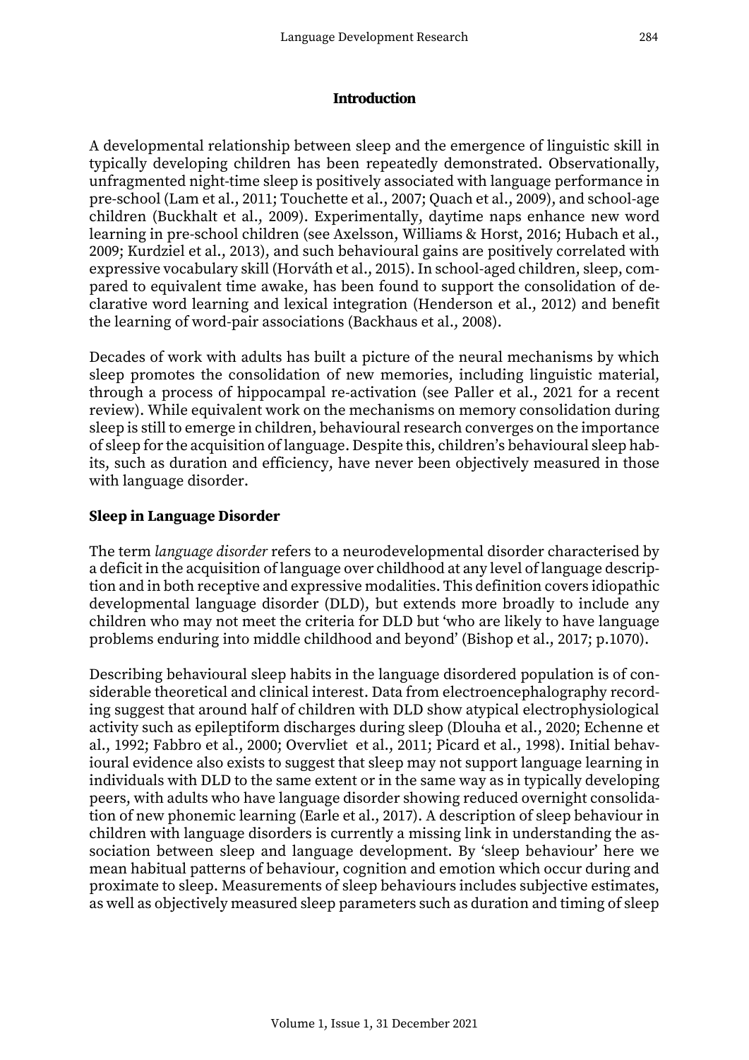## Introduction

A developmental relationship between sleep and the emergence of linguistic skill in typically developing children has been repeatedly demonstrated. Observationally, unfragmented night-time sleep is positively associated with language performance in pre-school (Lam et al., 2011; Touchette et al., 2007; Quach et al., 2009), and school-age children (Buckhalt et al., 2009). Experimentally, daytime naps enhance new word learning in pre-school children (see Axelsson, Williams & Horst, 2016; Hubach et al., 2009; Kurdziel et al., 2013), and such behavioural gains are positively correlated with expressive vocabulary skill (Horváth et al., 2015). In school-aged children, sleep, compared to equivalent time awake, has been found to support the consolidation of declarative word learning and lexical integration (Henderson et al., 2012) and benefit the learning of word-pair associations (Backhaus et al., 2008).

Decades of work with adults has built a picture of the neural mechanisms by which sleep promotes the consolidation of new memories, including linguistic material, through a process of hippocampal re-activation (see Paller et al., 2021 for a recent review). While equivalent work on the mechanisms on memory consolidation during sleep is still to emerge in children, behavioural research converges on the importance of sleep for the acquisition of language. Despite this, children's behavioural sleep habits, such as duration and efficiency, have never been objectively measured in those with language disorder.

### Sleep in Language Disorder

The term *language disorder* refers to a neurodevelopmental disorder characterised by a deficit in the acquisition of language over childhood at any level of language description and in both receptive and expressive modalities. This definition covers idiopathic developmental language disorder (DLD), but extends more broadly to include any children who may not meet the criteria for DLD but 'who are likely to have language problems enduring into middle childhood and beyond' (Bishop et al., 2017; p.1070).

Describing behavioural sleep habits in the language disordered population is of considerable theoretical and clinical interest. Data from electroencephalography recording suggest that around half of children with DLD show atypical electrophysiological activity such as epileptiform discharges during sleep (Dlouha et al., 2020; Echenne et al., 1992; Fabbro et al., 2000; Overvliet et al., 2011; Picard et al., 1998). Initial behavioural evidence also exists to suggest that sleep may not support language learning in individuals with DLD to the same extent or in the same way as in typically developing peers, with adults who have language disorder showing reduced overnight consolidation of new phonemic learning (Earle et al., 2017). A description of sleep behaviour in children with language disorders is currently a missing link in understanding the association between sleep and language development. By 'sleep behaviour' here we mean habitual patterns of behaviour, cognition and emotion which occur during and proximate to sleep. Measurements of sleep behaviours includes subjective estimates, as well as objectively measured sleep parameters such as duration and timing of sleep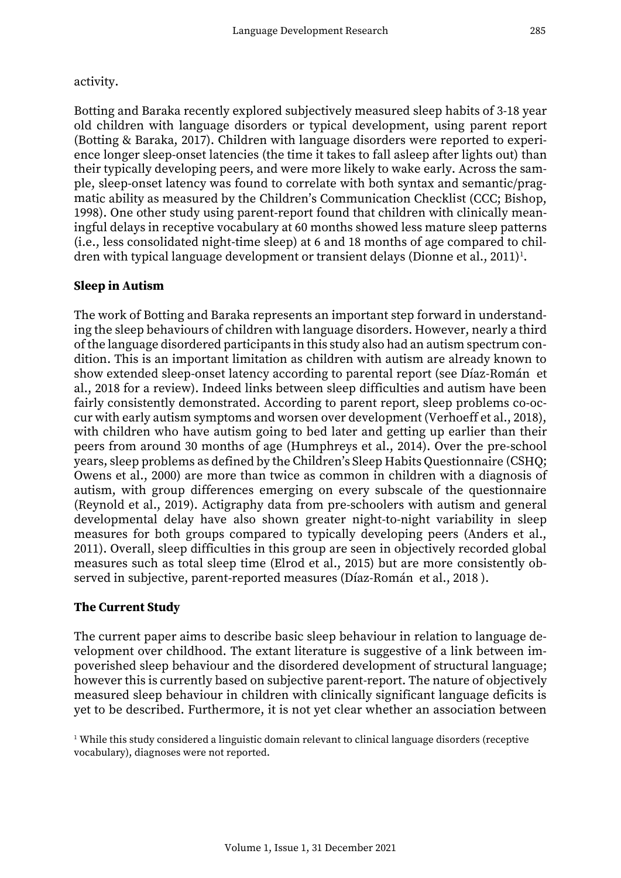activity.

Botting and Baraka recently explored subjectively measured sleep habits of 3-18 year old children with language disorders or typical development, using parent report (Botting & Baraka, 2017). Children with language disorders were reported to experience longer sleep-onset latencies (the time it takes to fall asleep after lights out) than their typically developing peers, and were more likely to wake early. Across the sample, sleep-onset latency was found to correlate with both syntax and semantic/pragmatic ability as measured by the Children's Communication Checklist (CCC; Bishop, 1998). One other study using parent-report found that children with clinically meaningful delays in receptive vocabulary at 60 months showed less mature sleep patterns (i.e., less consolidated night-time sleep) at 6 and 18 months of age compared to children with typical language development or transient delays (Dionne et al., 2011)[1].

## Sleep in Autism

The work of Botting and Baraka represents an important step forward in understanding the sleep behaviours of children with language disorders. However, nearly a third of the language disordered participants in this study also had an autism spectrum condition. This is an important limitation as children with autism are already known to show extended sleep-onset latency according to parental report (see Díaz-Román et al., 2018 for a review). Indeed links between sleep difficulties and autism have been fairly consistently demonstrated. According to parent report, sleep problems co-occur with early autism symptoms and worsen over development (Verhoeff et al., 2018), with children who have autism going to bed later and getting up earlier than their peers from around 30 months of age (Humphreys et al., 2014). Over the pre-school years, sleep problems as defined by the Children's Sleep Habits Questionnaire (CSHQ; Owens et al., 2000) are more than twice as common in children with a diagnosis of autism, with group differences emerging on every subscale of the questionnaire (Reynold et al., 2019). Actigraphy data from pre-schoolers with autism and general developmental delay have also shown greater night-to-night variability in sleep measures for both groups compared to typically developing peers (Anders et al., 2011). Overall, sleep difficulties in this group are seen in objectively recorded global measures such as total sleep time (Elrod et al., 2015) but are more consistently observed in subjective, parent-reported measures (Díaz-Román et al., 2018 ).

## The Current Study

The current paper aims to describe basic sleep behaviour in relation to language development over childhood. The extant literature is suggestive of a link between impoverished sleep behaviour and the disordered development of structural language; however this is currently based on subjective parent-report. The nature of objectively measured sleep behaviour in children with clinically significant language deficits is yet to be described. Furthermore, it is not yet clear whether an association between

[1] While this study considered a linguistic domain relevant to clinical language disorders (receptive vocabulary), diagnoses were not reported.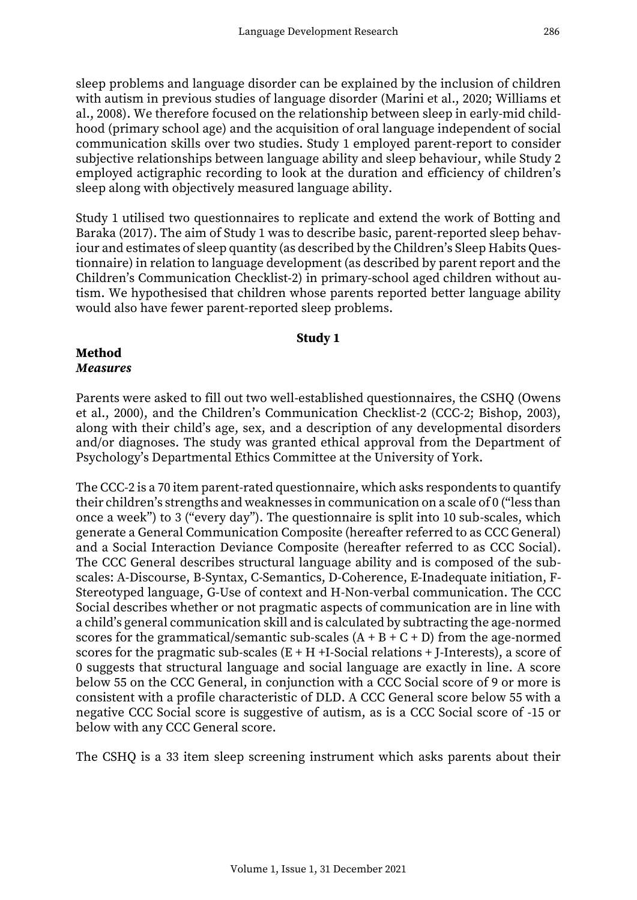sleep problems and language disorder can be explained by the inclusion of children with autism in previous studies of language disorder (Marini et al., 2020; Williams et al., 2008). We therefore focused on the relationship between sleep in early-mid childhood (primary school age) and the acquisition of oral language independent of social communication skills over two studies. Study 1 employed parent-report to consider subjective relationships between language ability and sleep behaviour, while Study 2 employed actigraphic recording to look at the duration and efficiency of children's sleep along with objectively measured language ability.

Study 1 utilised two questionnaires to replicate and extend the work of Botting and Baraka (2017). The aim of Study 1 was to describe basic, parent-reported sleep behaviour and estimates of sleep quantity (as described by the Children's Sleep Habits Questionnaire) in relation to language development (as described by parent report and the Children's Communication Checklist-2) in primary-school aged children without autism. We hypothesised that children whose parents reported better language ability would also have fewer parent-reported sleep problems.

## Study 1

### Method

#### *Measures*

Parents were asked to fill out two well-established questionnaires, the CSHQ (Owens et al., 2000), and the Children's Communication Checklist-2 (CCC-2; Bishop, 2003), along with their child's age, sex, and a description of any developmental disorders and/or diagnoses. The study was granted ethical approval from the Department of Psychology's Departmental Ethics Committee at the University of York.

The CCC-2 is a 70 item parent-rated questionnaire, which asks respondents to quantify their children's strengths and weaknesses in communication on a scale of 0 ("less than once a week") to 3 ("every day"). The questionnaire is split into 10 sub-scales, which generate a General Communication Composite (hereafter referred to as CCC General) and a Social Interaction Deviance Composite (hereafter referred to as CCC Social). The CCC General describes structural language ability and is composed of the sub-scales: A-Discourse, B-Syntax, C-Semantics, D-Coherence, E-Inadequate initiation, F-Stereotyped language, G-Use of context and H-Non-verbal communication. The CCC Social describes whether or not pragmatic aspects of communication are in line with a child's general communication skill and is calculated by subtracting the age-normed scores for the grammatical/semantic sub-scales (A + B + C + D) from the age-normed scores for the pragmatic sub-scales (E + H +I-Social relations + J-Interests), a score of 0 suggests that structural language and social language are exactly in line. A score below 55 on the CCC General, in conjunction with a CCC Social score of 9 or more is consistent with a profile characteristic of DLD. A CCC General score below 55 with a negative CCC Social score is suggestive of autism, as is a CCC Social score of -15 or below with any CCC General score.

The CSHQ is a 33 item sleep screening instrument which asks parents about their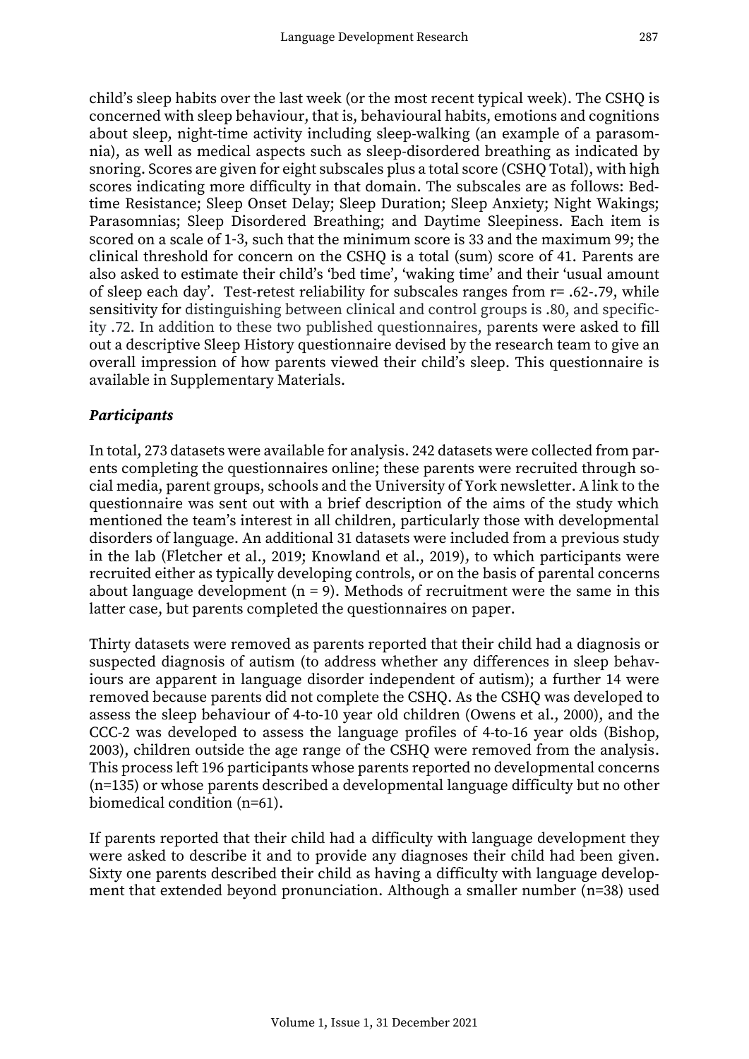child's sleep habits over the last week (or the most recent typical week). The CSHQ is concerned with sleep behaviour, that is, behavioural habits, emotions and cognitions about sleep, night-time activity including sleep-walking (an example of a parasomnia), as well as medical aspects such as sleep-disordered breathing as indicated by snoring. Scores are given for eight subscales plus a total score (CSHQ Total), with high scores indicating more difficulty in that domain. The subscales are as follows: Bedtime Resistance; Sleep Onset Delay; Sleep Duration; Sleep Anxiety; Night Wakings; Parasomnias; Sleep Disordered Breathing; and Daytime Sleepiness. Each item is scored on a scale of 1-3, such that the minimum score is 33 and the maximum 99; the clinical threshold for concern on the CSHQ is a total (sum) score of 41. Parents are also asked to estimate their child's 'bed time', 'waking time' and their 'usual amount of sleep each day'. Test-retest reliability for subscales ranges from r= .62-.79, while sensitivity for distinguishing between clinical and control groups is .80, and specificity .72. In addition to these two published questionnaires, parents were asked to fill out a descriptive Sleep History questionnaire devised by the research team to give an overall impression of how parents viewed their child's sleep. This questionnaire is available in Supplementary Materials.

### *Participants*

In total, 273 datasets were available for analysis. 242 datasets were collected from parents completing the questionnaires online; these parents were recruited through social media, parent groups, schools and the University of York newsletter. A link to the questionnaire was sent out with a brief description of the aims of the study which mentioned the team's interest in all children, particularly those with developmental disorders of language. An additional 31 datasets were included from a previous study in the lab (Fletcher et al., 2019; Knowland et al., 2019), to which participants were recruited either as typically developing controls, or on the basis of parental concerns about language development (n = 9). Methods of recruitment were the same in this latter case, but parents completed the questionnaires on paper.

Thirty datasets were removed as parents reported that their child had a diagnosis or suspected diagnosis of autism (to address whether any differences in sleep behaviours are apparent in language disorder independent of autism); a further 14 were removed because parents did not complete the CSHQ. As the CSHQ was developed to assess the sleep behaviour of 4-to-10 year old children (Owens et al., 2000), and the CCC-2 was developed to assess the language profiles of 4-to-16 year olds (Bishop, 2003), children outside the age range of the CSHQ were removed from the analysis. This process left 196 participants whose parents reported no developmental concerns (n=135) or whose parents described a developmental language difficulty but no other biomedical condition (n=61).

If parents reported that their child had a difficulty with language development they were asked to describe it and to provide any diagnoses their child had been given. Sixty one parents described their child as having a difficulty with language development that extended beyond pronunciation. Although a smaller number (n=38) used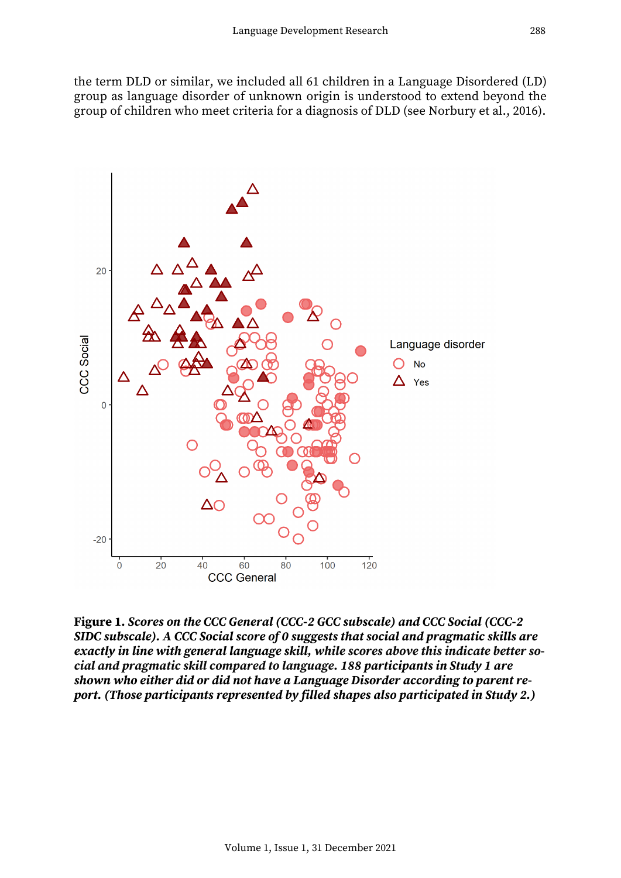the term DLD or similar, we included all 61 children in a Language Disordered (LD) group as language disorder of unknown origin is understood to extend beyond the group of children who meet criteria for a diagnosis of DLD (see Norbury et al., 2016).

**Figure 1.** ***Scores on the CCC General (CCC-2 GCC subscale) and CCC Social (CCC-2 SIDC subscale). A CCC Social score of 0 suggests that social and pragmatic skills are exactly in line with general language skill, while scores above this indicate better social and pragmatic skill compared to language. 188 participants in Study 1 are shown who either did or did not have a Language Disorder according to parent report. (Those participants represented by filled shapes also participated in Study 2.)***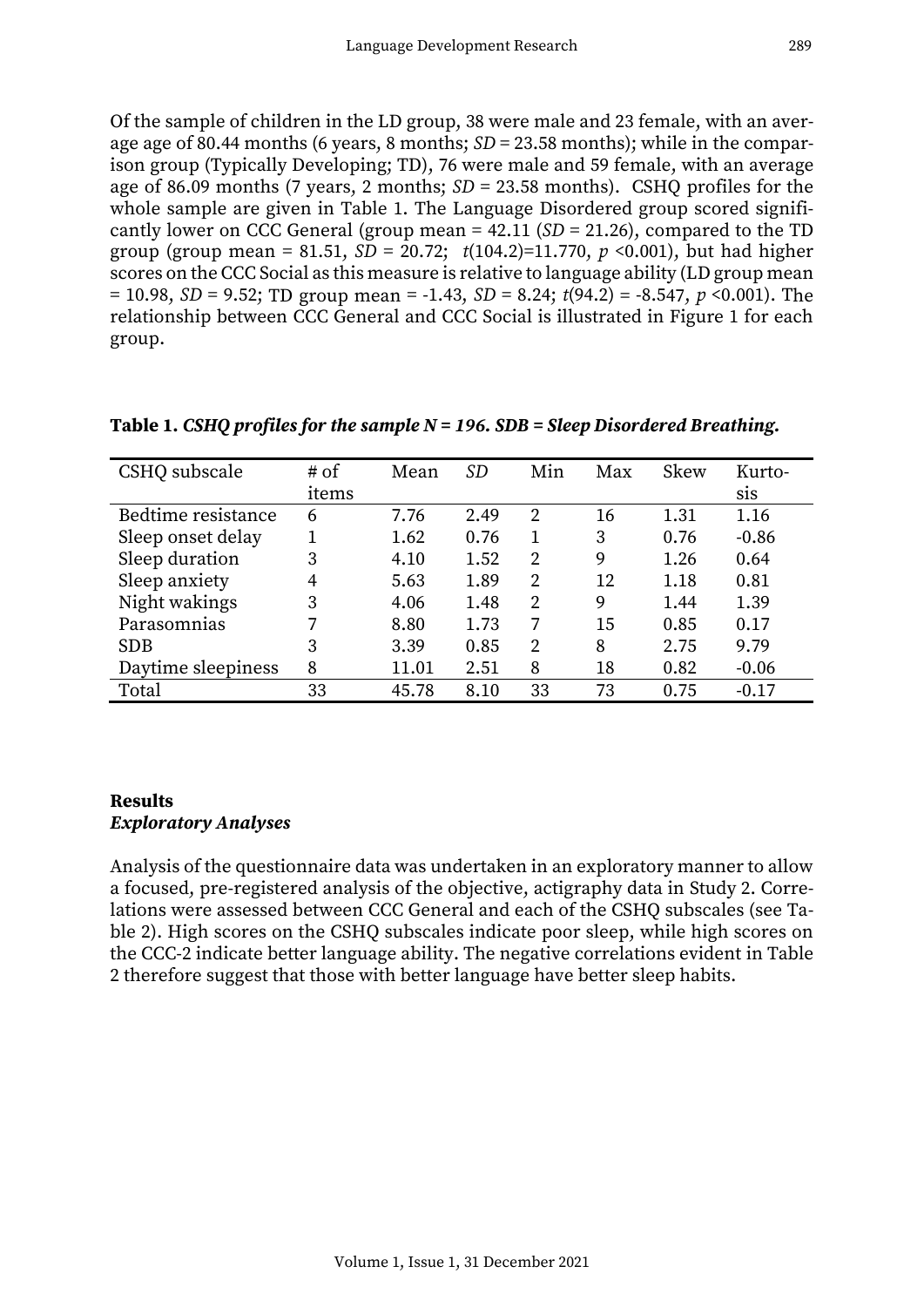Of the sample of children in the LD group, 38 were male and 23 female, with an average age of 80.44 months (6 years, 8 months; *SD* = 23.58 months); while in the comparison group (Typically Developing; TD), 76 were male and 59 female, with an average age of 86.09 months (7 years, 2 months; *SD* = 23.58 months). CSHQ profiles for the whole sample are given in Table 1. The Language Disordered group scored significantly lower on CCC General (group mean = 42.11 (*SD* = 21.26), compared to the TD group (group mean = 81.51, *SD* = 20.72; $t(104.2)=11.770$, $p<0.001$), but had higher scores on the CCC Social as this measure is relative to language ability (LD group mean = 10.98, *SD* = 9.52; TD group mean = -1.43, *SD* = 8.24; $t(94.2) = -8.547$, $p<0.001$). The relationship between CCC General and CCC Social is illustrated in Figure 1 for each group.

**Table 1.** ***CSHQ profiles for the sample N = 196. SDB = Sleep Disordered Breathing.***

| CSHQ subscale | # of items | Mean | *SD* | Min | Max | Skew | Kurtosis |
|---|---|---|---|---|---|---|---|
| Bedtime resistance | 6 | 7.76 | 2.49 | 2 | 16 | 1.31 | 1.16 |
| Sleep onset delay | 1 | 1.62 | 0.76 | 1 | 3 | 0.76 | -0.86 |
| Sleep duration | 3 | 4.10 | 1.52 | 2 | 9 | 1.26 | 0.64 |
| Sleep anxiety | 4 | 5.63 | 1.89 | 2 | 12 | 1.18 | 0.81 |
| Night wakings | 3 | 4.06 | 1.48 | 2 | 9 | 1.44 | 1.39 |
| Parasomnias | 7 | 8.80 | 1.73 | 7 | 15 | 0.85 | 0.17 |
| SDB | 3 | 3.39 | 0.85 | 2 | 8 | 2.75 | 9.79 |
| Daytime sleepiness | 8 | 11.01 | 2.51 | 8 | 18 | 0.82 | -0.06 |
| Total | 33 | 45.78 | 8.10 | 33 | 73 | 0.75 | -0.17 |

## Results

### *Exploratory Analyses*

Analysis of the questionnaire data was undertaken in an exploratory manner to allow a focused, pre-registered analysis of the objective, actigraphy data in Study 2. Correlations were assessed between CCC General and each of the CSHQ subscales (see Table 2). High scores on the CSHQ subscales indicate poor sleep, while high scores on the CCC-2 indicate better language ability. The negative correlations evident in Table 2 therefore suggest that those with better language have better sleep habits.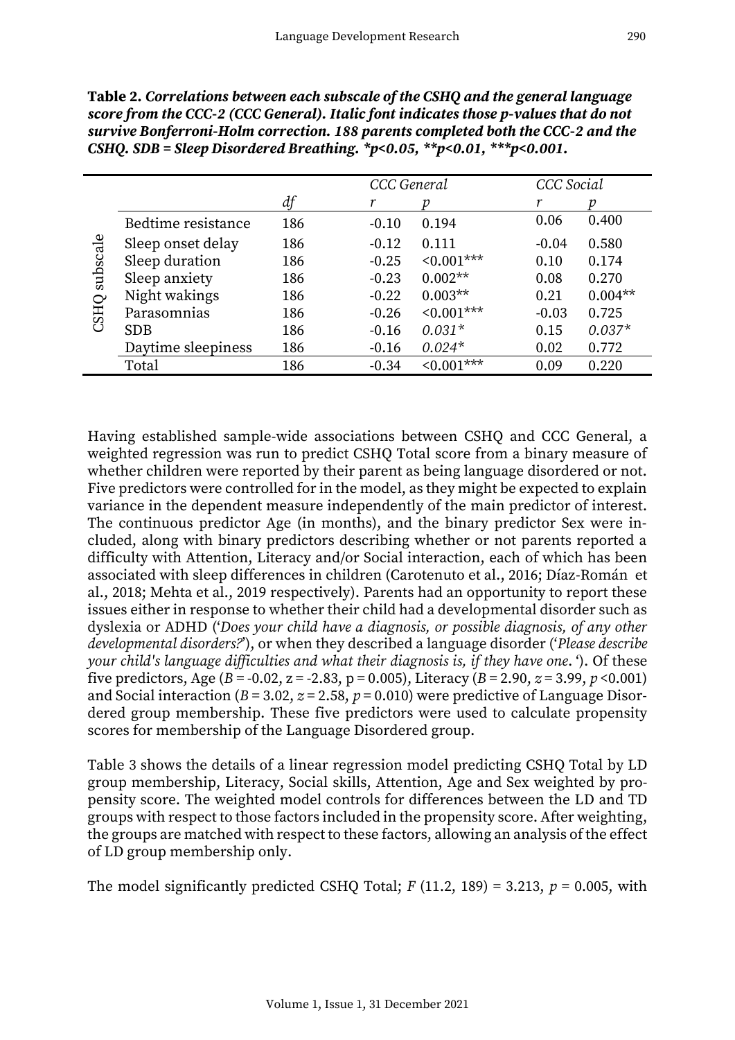**Table 2.** ***Correlations between each subscale of the CSHQ and the general language score from the CCC-2 (CCC General). Italic font indicates those p-values that do not survive Bonferroni-Holm correction. 188 parents completed both the CCC-2 and the CSHQ. SDB = Sleep Disordered Breathing. *p<0.05, **p<0.01, ***p<0.001.***

| | | | CCC General | | CCC Social | |
|---|---|---|---|---|---|---|
| | | *df* | *r* | *p* | *r* | *p* |
| CSHQ subscale | Bedtime resistance | 186 | -0.10 | 0.194 | 0.06 | 0.400 |
| | Sleep onset delay | 186 | -0.12 | 0.111 | -0.04 | 0.580 |
| | Sleep duration | 186 | -0.25 | <0.001*** | 0.10 | 0.174 |
| | Sleep anxiety | 186 | -0.23 | 0.002** | 0.08 | 0.270 |
| | Night wakings | 186 | -0.22 | 0.003** | 0.21 | 0.004** |
| | Parasomnias | 186 | -0.26 | <0.001*** | -0.03 | 0.725 |
| | SDB | 186 | -0.16 | *0.031** | 0.15 | *0.037** |
| | Daytime sleepiness | 186 | -0.16 | *0.024** | 0.02 | 0.772 |
| | Total | 186 | -0.34 | <0.001*** | 0.09 | 0.220 |

Having established sample-wide associations between CSHQ and CCC General, a weighted regression was run to predict CSHQ Total score from a binary measure of whether children were reported by their parent as being language disordered or not. Five predictors were controlled for in the model, as they might be expected to explain variance in the dependent measure independently of the main predictor of interest. The continuous predictor Age (in months), and the binary predictor Sex were included, along with binary predictors describing whether or not parents reported a difficulty with Attention, Literacy and/or Social interaction, each of which has been associated with sleep differences in children (Carotenuto et al., 2016; Díaz-Román et al., 2018; Mehta et al., 2019 respectively). Parents had an opportunity to report these issues either in response to whether their child had a diagnosis such as dyslexia or ADHD ('*Does your child have a diagnosis, or possible diagnosis, of any other developmental disorders?*'), or when they described a language disorder ('*Please describe your child's language difficulties and what their diagnosis is, if they have one.*'). Of these five predictors, Age ($B = -0.02$, $z = -2.83$, $p = 0.005$), Literacy ($B = 2.90$, $z = 3.99$, $p < 0.001$) and Social interaction ($B = 3.02$, $z = 2.58$, $p = 0.010$) were predictive of Language Disordered group membership. These five predictors were used to calculate propensity scores for membership of the Language Disordered group.

Table 3 shows the details of a linear regression model predicting CSHQ Total by LD group membership, Literacy, Social skills, Attention, Age and Sex weighted by propensity score. The weighted model controls for differences between the LD and TD groups with respect to those factors included in the propensity score. After weighting, the groups are matched with respect to these factors, allowing an analysis of the effect of LD group membership only.

The model significantly predicted CSHQ Total; $F$ (11.2, 189) = 3.213, $p = 0.005$, with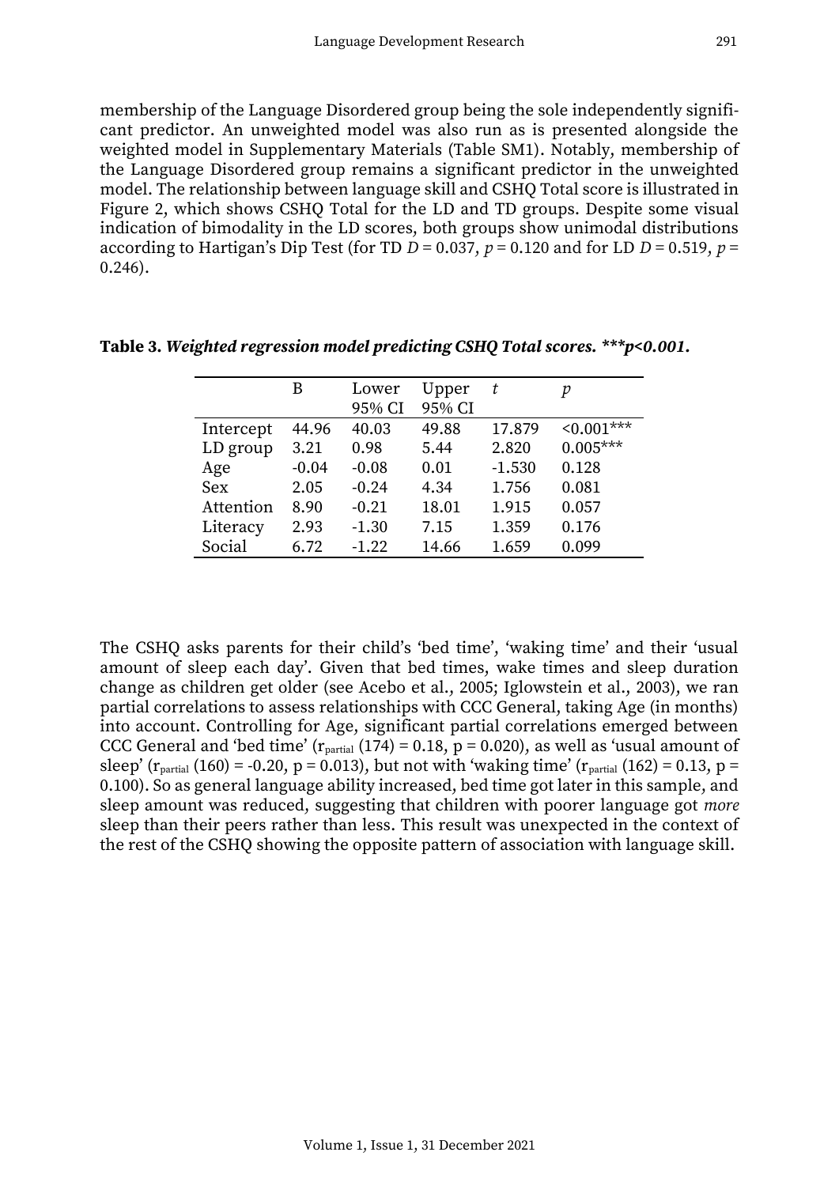membership of the Language Disordered group being the sole independently significant predictor. An unweighted model was also run as is presented alongside the weighted model in Supplementary Materials (Table SM1). Notably, membership of the Language Disordered group remains a significant predictor in the unweighted model. The relationship between language skill and CSHQ Total score is illustrated in Figure 2, which shows CSHQ Total for the LD and TD groups. Despite some visual indication of bimodality in the LD scores, both groups show unimodal distributions according to Hartigan's Dip Test (for TD $D = 0.037$, $p = 0.120$ and for LD $D = 0.519$, $p = 0.246$).

**Table 3.** ***Weighted regression model predicting CSHQ Total scores. \*\*\*p<0.001.***

| | B | Lower 95% CI | Upper 95% CI | *t* | *p* |
|---|---|---|---|---|---|
| Intercept | 44.96 | 40.03 | 49.88 | 17.879 | <0.001*** |
| LD group | 3.21 | 0.98 | 5.44 | 2.820 | 0.005*** |
| Age | -0.04 | -0.08 | 0.01 | -1.530 | 0.128 |
| Sex | 2.05 | -0.24 | 4.34 | 1.756 | 0.081 |
| Attention | 8.90 | -0.21 | 18.01 | 1.915 | 0.057 |
| Literacy | 2.93 | -1.30 | 7.15 | 1.359 | 0.176 |
| Social | 6.72 | -1.22 | 14.66 | 1.659 | 0.099 |

The CSHQ asks parents for their child's 'bed time', 'waking time' and their 'usual amount of sleep each day'. Given that bed times, wake times and sleep duration change as children get older (see Acebo et al., 2005; Iglowstein et al., 2003), we ran partial correlations to assess relationships with CCC General, taking Age (in months) into account. Controlling for Age, significant partial correlations emerged between CCC General and 'bed time' ($r_{partial}$ (174) = 0.18, p = 0.020), as well as 'usual amount of sleep' ($r_{partial}$ (160) = -0.20, p = 0.013), but not with 'waking time' ($r_{partial}$ (162) = 0.13, p = 0.100). So as general language ability increased, bed time got later in this sample, and sleep amount was reduced, suggesting that children with poorer language got *more* sleep than their peers rather than less. This result was unexpected in the context of the rest of the CSHQ showing the opposite pattern of association with language skill.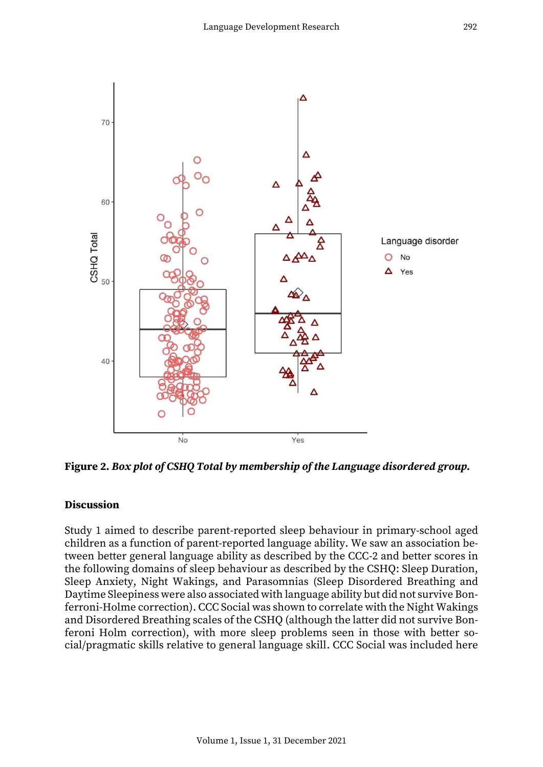**Figure 2.** ***Box plot of CSHQ Total by membership of the Language disordered group.***

## Discussion

Study 1 aimed to describe parent-reported sleep behaviour in primary-school aged children as a function of parent-reported language ability. We saw an association between better general language ability as described by the CCC-2 and better scores in the following domains of sleep behaviour as described by the CSHQ: Sleep Duration, Sleep Anxiety, Night Wakings, and Parasomnias (Sleep Disordered Breathing and Daytime Sleepiness were also associated with language ability but did not survive Bonferroni-Holme correction). CCC Social was shown to correlate with the Night Wakings and Disordered Breathing scales of the CSHQ (although the latter did not survive Bonferoni Holm correction), with more sleep problems seen in those with better social/pragmatic skills relative to general language skill. CCC Social was included here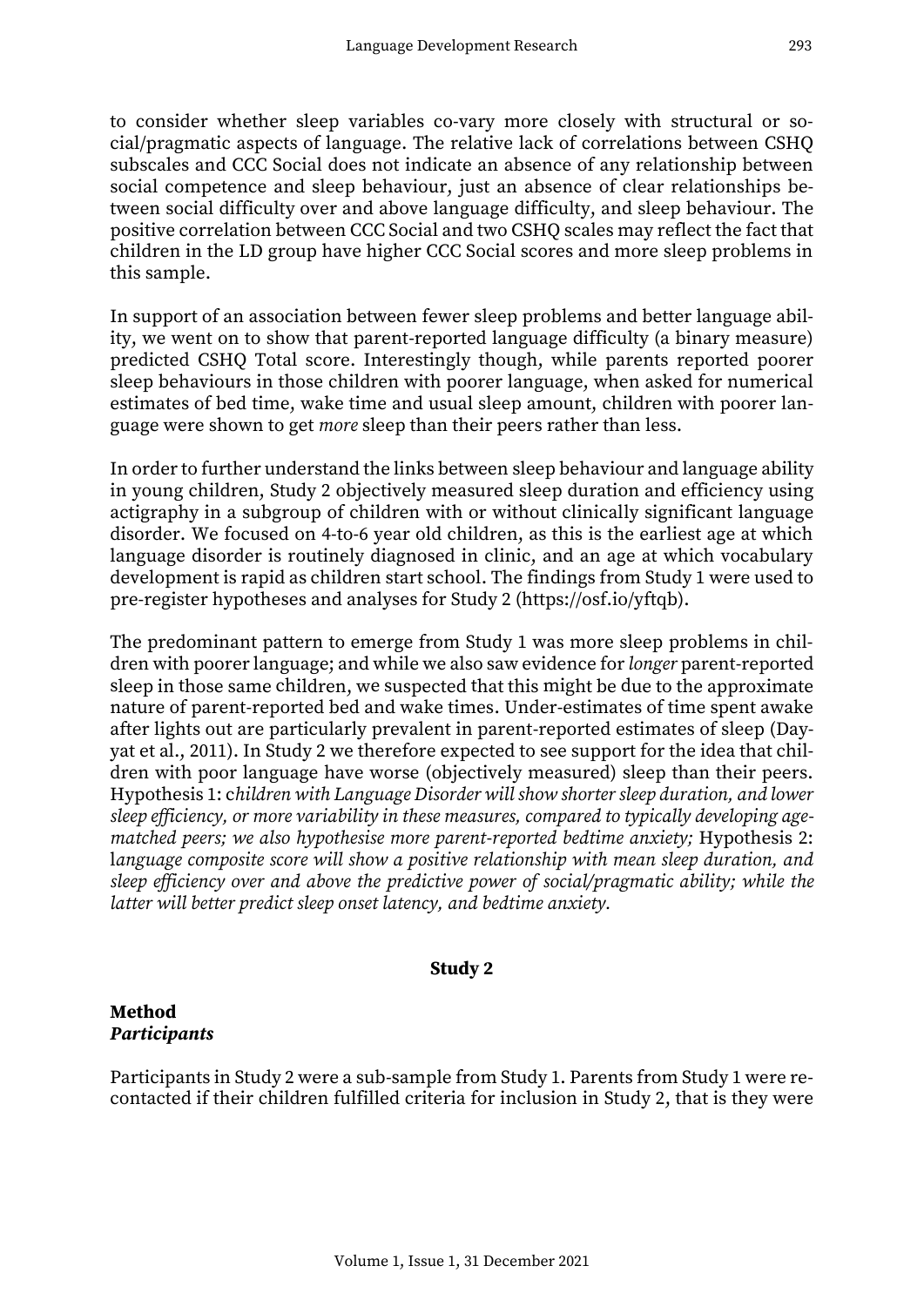to consider whether sleep variables co-vary more closely with structural or social/pragmatic aspects of language. The relative lack of correlations between CSHQ subscales and CCC Social does not indicate an absence of any relationship between social competence and sleep behaviour, just an absence of clear relationships between social difficulty over and above language difficulty, and sleep behaviour. The positive correlation between CCC Social and two CSHQ scales may reflect the fact that children in the LD group have higher CCC Social scores and more sleep problems in this sample.

In support of an association between fewer sleep problems and better language ability, we went on to show that parent-reported language difficulty (a binary measure) predicted CSHQ Total score. Interestingly though, while parents reported poorer sleep behaviours in those children with poorer language, when asked for numerical estimates of bed time, wake time and usual sleep amount, children with poorer language were shown to get *more* sleep than their peers rather than less.

In order to further understand the links between sleep behaviour and language ability in young children, Study 2 objectively measured sleep duration and efficiency using actigraphy in a subgroup of children with or without clinically significant language disorder. We focused on 4-to-6 year old children, as this is the earliest age at which language disorder is routinely diagnosed in clinic, and an age at which vocabulary development is rapid as children start school. The findings from Study 1 were used to pre-register hypotheses and analyses for Study 2 (https://osf.io/yftqb).

The predominant pattern to emerge from Study 1 was more sleep problems in children with poorer language; and while we also saw evidence for *longer* parent-reported sleep in those same children, we suspected that this might be due to the approximate nature of parent-reported bed and wake times. Under-estimates of time spent awake after lights out are particularly prevalent in parent-reported estimates of sleep (Dayyat et al., 2011). In Study 2 we therefore expected to see support for the idea that children with poor language have worse (objectively measured) sleep than their peers. Hypothesis 1: c*hildren with Language Disorder will show shorter sleep duration, and lower sleep efficiency, or more variability in these measures, compared to typically developing age-matched peers; we also hypothesise more parent-reported bedtime anxiety;* Hypothesis 2: l*anguage composite score will show a positive relationship with mean sleep duration, and sleep efficiency over and above the predictive power of social/pragmatic ability; while the latter will better predict sleep onset latency, and bedtime anxiety.*

## Study 2

### Method

#### *Participants*

Participants in Study 2 were a sub-sample from Study 1. Parents from Study 1 were recontacted if their children fulfilled criteria for inclusion in Study 2, that is they were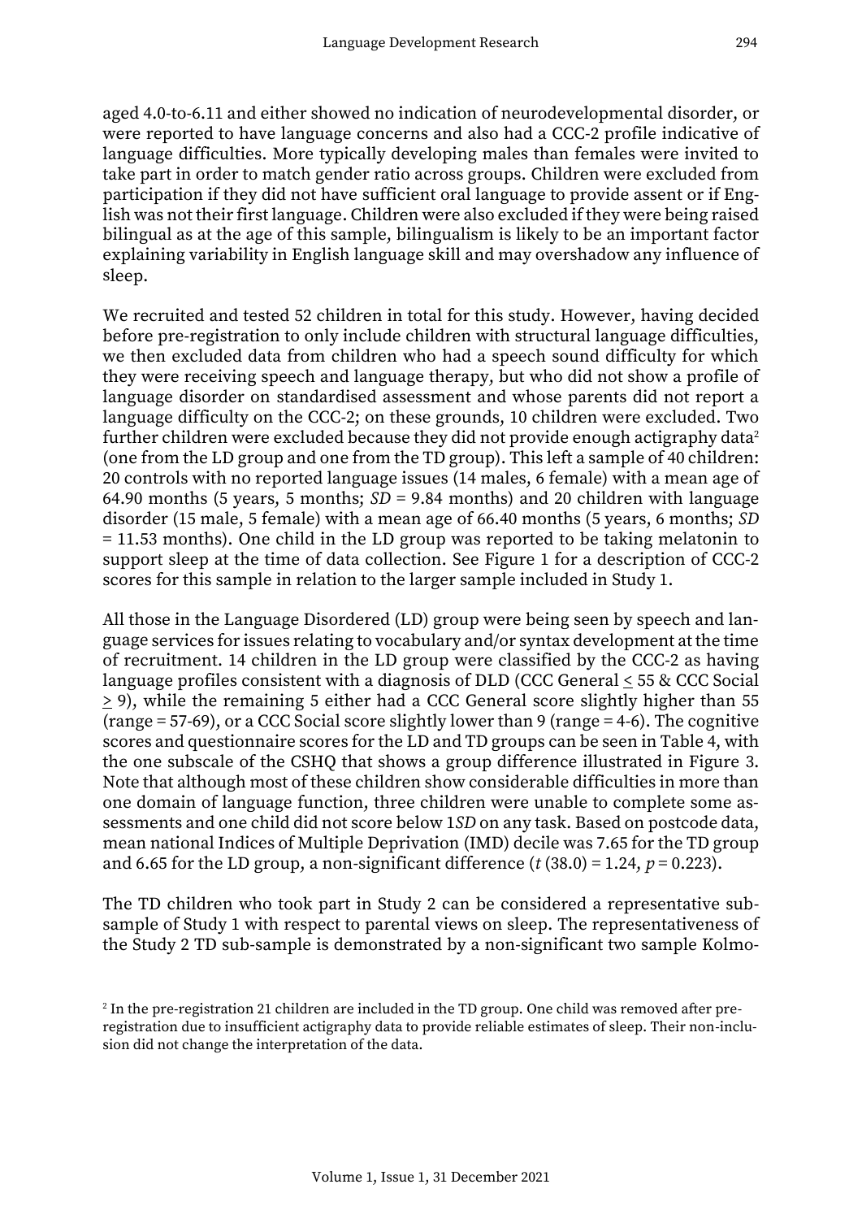aged 4.0-to-6.11 and either showed no indication of neurodevelopmental disorder, or were reported to have language concerns and also had a CCC-2 profile indicative of language difficulties. More typically developing males than females were invited to take part in order to match gender ratio across groups. Children were excluded from participation if they did not have sufficient oral language to provide assent or if English was not their first language. Children were also excluded if they were being raised bilingual as at the age of this sample, bilingualism is likely to be an important factor explaining variability in English language skill and may overshadow any influence of sleep.

We recruited and tested 52 children in total for this study. However, having decided before pre-registration to only include children with structural language difficulties, we then excluded data from children who had a speech sound difficulty for which they were receiving speech and language therapy, but who did not show a profile of language disorder on standardised assessment and whose parents did not report a language difficulty on the CCC-2; on these grounds, 10 children were excluded. Two further children were excluded because they did not provide enough actigraphy data[2] (one from the LD group and one from the TD group). This left a sample of 40 children: 20 controls with no reported language issues (14 males, 6 female) with a mean age of 64.90 months (5 years, 5 months; *SD* = 9.84 months) and 20 children with language disorder (15 male, 5 female) with a mean age of 66.40 months (5 years, 6 months; *SD* = 11.53 months). One child in the LD group was reported to be taking melatonin to support sleep at the time of data collection. See Figure 1 for a description of CCC-2 scores for this sample in relation to the larger sample included in Study 1.

All those in the Language Disordered (LD) group were being seen by speech and language services for issues relating to vocabulary and/or syntax development at the time of recruitment. 14 children in the LD group were classified by the CCC-2 as having language profiles consistent with a diagnosis of DLD (CCC General $\leq$ 55 & CCC Social $\geq$ 9), while the remaining 5 either had a CCC General score slightly higher than 55 (range = 57-69), or a CCC Social score slightly lower than 9 (range = 4-6). The cognitive scores and questionnaire scores for the LD and TD groups can be seen in Table 4, with the one subscale of the CSHQ that shows a group difference illustrated in Figure 3. Note that although most of these children show considerable difficulties in more than one domain of language function, three children were unable to complete some assessments and one child did not score below 1*SD* on any task. Based on postcode data, mean national Indices of Multiple Deprivation (IMD) decile was 7.65 for the TD group and 6.65 for the LD group, a non-significant difference ($t$ (38.0) = 1.24, $p$ = 0.223).

The TD children who took part in Study 2 can be considered a representative sub-sample of Study 1 with respect to parental views on sleep. The representativeness of the Study 2 TD sub-sample is demonstrated by a non-significant two sample Kolmo-

[2] In the pre-registration 21 children are included in the TD group. One child was removed after pre-registration due to insufficient actigraphy data to provide reliable estimates of sleep. Their non-inclusion did not change the interpretation of the data.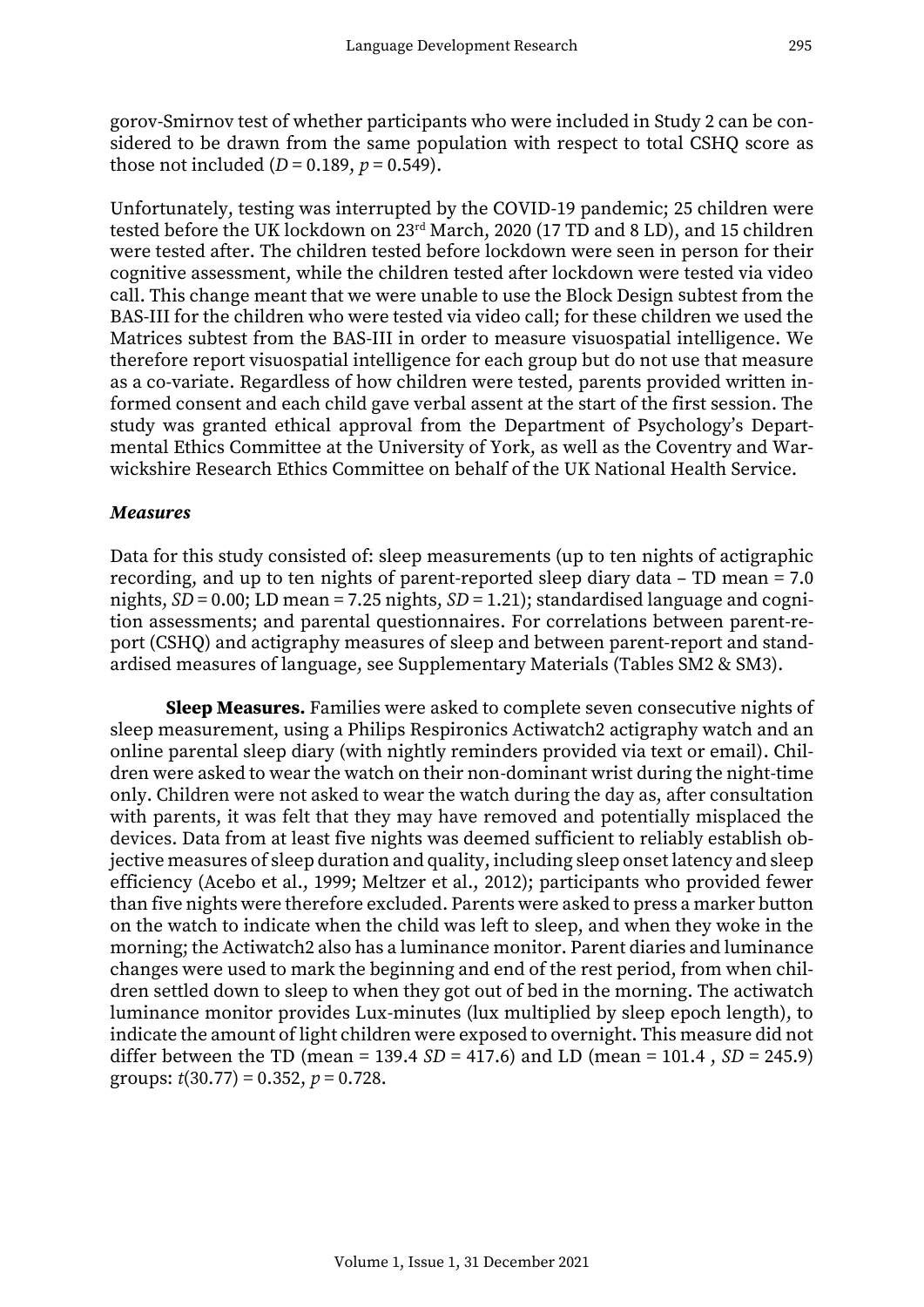gorov-Smirnov test of whether participants who were included in Study 2 can be considered to be drawn from the same population with respect to total CSHQ score as those not included ($D = 0.189$, $p = 0.549$).

Unfortunately, testing was interrupted by the COVID-19 pandemic; 25 children were tested before the UK lockdown on 23rd March, 2020 (17 TD and 8 LD), and 15 children were tested after. The children tested before lockdown were seen in person for their cognitive assessment, while the children tested after lockdown were tested via video call. This change meant that we were unable to use the Block Design subtest from the BAS-III for the children who were tested via video call; for these children we used the Matrices subtest from the BAS-III in order to measure visuospatial intelligence. We therefore report visuospatial intelligence for each group but do not use that measure as a co-variate. Regardless of how children were tested, parents provided written informed consent and each child gave verbal assent at the start of the first session. The study was granted ethical approval from the Department of Psychology's Departmental Ethics Committee at the University of York, as well as the Coventry and Warwickshire Research Ethics Committee on behalf of the UK National Health Service.

### *Measures*

Data for this study consisted of: sleep measurements (up to ten nights of actigraphic recording, and up to ten nights of parent-reported sleep diary data – TD mean = 7.0 nights, $SD = 0.00$; LD mean = 7.25 nights, $SD = 1.21$); standardised language and cognition assessments; and parental questionnaires. For correlations between parent-report (CSHQ) and actigraphy measures of sleep and between parent-report and standardised measures of language, see Supplementary Materials (Tables SM2 & SM3).

**Sleep Measures.** Families were asked to complete seven consecutive nights of sleep measurement, using a Philips Respironics Actiwatch2 actigraphy watch and an online parental sleep diary (with nightly reminders provided via text or email). Children were asked to wear the watch on their non-dominant wrist during the night-time only. Children were not asked to wear the watch during the day as, after consultation with parents, it was felt that they may have removed and potentially misplaced the devices. Data from at least five nights was deemed sufficient to reliably establish objective measures of sleep duration and quality, including sleep onset latency and sleep efficiency (Acebo et al., 1999; Meltzer et al., 2012); participants who provided fewer than five nights were therefore excluded. Parents were asked to press a marker button on the watch to indicate when the child was left to sleep, and when they woke in the morning; the Actiwatch2 also has a luminance monitor. Parent diaries and luminance changes were used to mark the beginning and end of the rest period, from when children settled down to sleep to when they got out of bed in the morning. The actiwatch luminance monitor provides Lux-minutes (lux multiplied by sleep epoch length), to indicate the amount of light children were exposed to overnight. This measure did not differ between the TD (mean = 139.4 $SD = 417.6$) and LD (mean = 101.4 , $SD = 245.9$) groups: $t(30.77) = 0.352$, $p = 0.728$.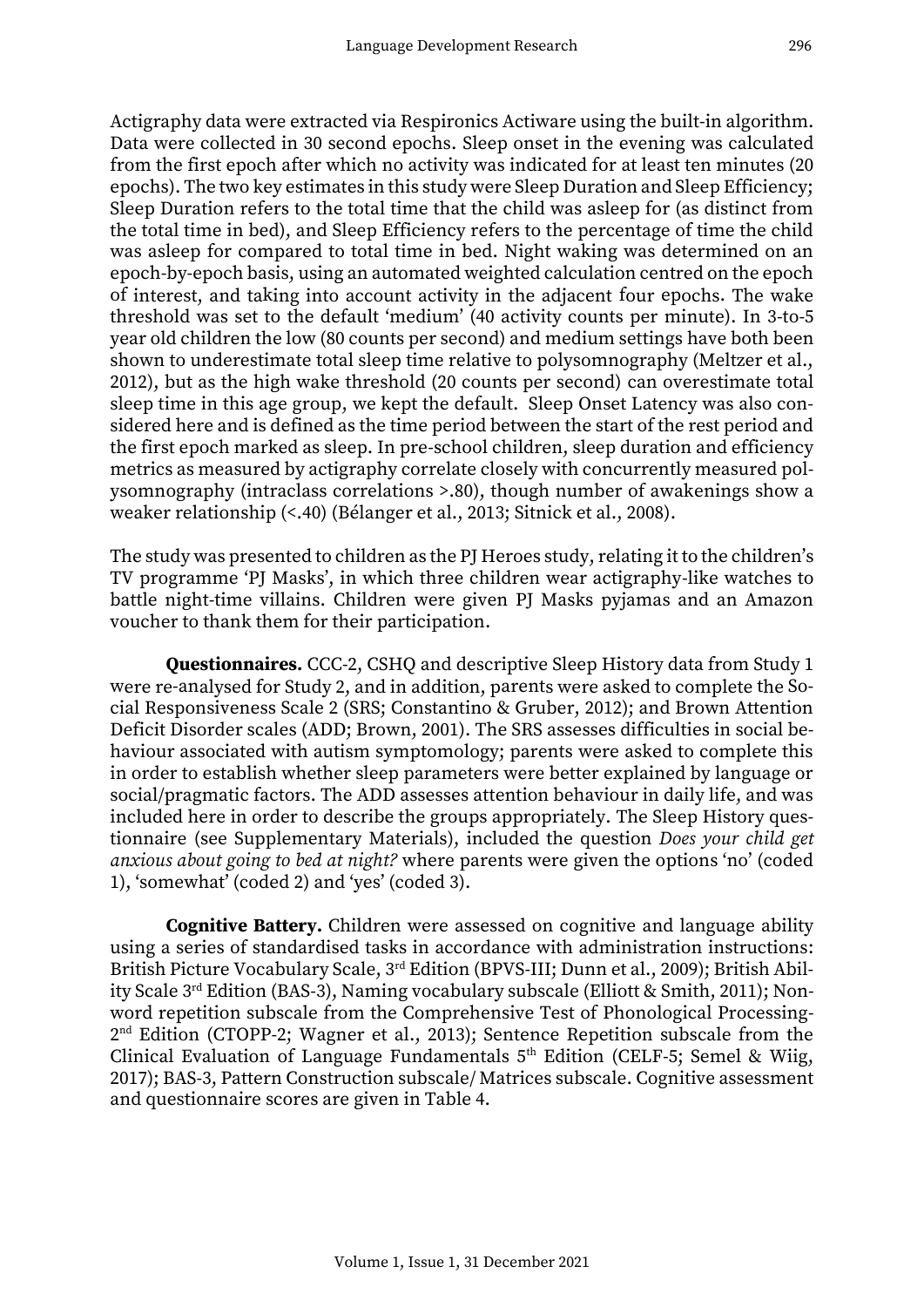Actigraphy data were extracted via Respironics Actiware using the built-in algorithm. Data were collected in 30 second epochs. Sleep onset in the evening was calculated from the first epoch after which no activity was indicated for at least ten minutes (20 epochs). The two key estimates in this study were Sleep Duration and Sleep Efficiency; Sleep Duration refers to the total time that the child was asleep for (as distinct from the total time in bed), and Sleep Efficiency refers to the percentage of time the child was asleep for compared to total time in bed. Night waking was determined on an epoch-by-epoch basis, using an automated weighted calculation centred on the epoch of interest, and taking into account activity in the adjacent four epochs. The wake threshold was set to the default 'medium' (40 activity counts per minute). In 3-to-5 year old children the low (80 counts per second) and medium settings have both been shown to underestimate total sleep time relative to polysomnography (Meltzer et al., 2012), but as the high wake threshold (20 counts per second) can overestimate total sleep time in this age group, we kept the default. Sleep Onset Latency was also considered here and is defined as the time period between the start of the rest period and the first epoch marked as sleep. In pre-school children, sleep duration and efficiency metrics as measured by actigraphy correlate closely with concurrently measured polysomnography (intraclass correlations >.80), though number of awakenings show a weaker relationship (<.40) (Bélanger et al., 2013; Sitnick et al., 2008).

The study was presented to children as the PJ Heroes study, relating it to the children's TV programme 'PJ Masks', in which three children wear actigraphy-like watches to battle night-time villains. Children were given PJ Masks pyjamas and an Amazon voucher to thank them for their participation.

**Questionnaires.** CCC-2, CSHQ and descriptive Sleep History data from Study 1 were re-analysed for Study 2, and in addition, parents were asked to complete the Social Responsiveness Scale 2 (SRS; Constantino & Gruber, 2012); and Brown Attention Deficit Disorder scales (ADD; Brown, 2001). The SRS assesses difficulties in social behaviour associated with autism symptomology; parents were asked to complete this in order to establish whether sleep parameters were better explained by language or social/pragmatic factors. The ADD assesses attention behaviour in daily life, and was included here in order to describe the groups appropriately. The Sleep History questionnaire (see Supplementary Materials), included the question *Does your child get anxious about going to bed at night?* where parents were given the options 'no' (coded 1), 'somewhat' (coded 2) and 'yes' (coded 3).

**Cognitive Battery.** Children were assessed on cognitive and language ability using a series of standardised tasks in accordance with administration instructions: British Picture Vocabulary Scale, 3rd Edition (BPVS-III; Dunn et al., 2009); British Ability Scale 3rd Edition (BAS-3), Naming vocabulary subscale (Elliott & Smith, 2011); Nonword repetition subscale from the Comprehensive Test of Phonological Processing-2nd Edition (CTOPP-2; Wagner et al., 2013); Sentence Repetition subscale from the Clinical Evaluation of Language Fundamentals 5th Edition (CELF-5; Semel & Wiig, 2017); BAS-3, Pattern Construction subscale/ Matrices subscale. Cognitive assessment and questionnaire scores are given in Table 4.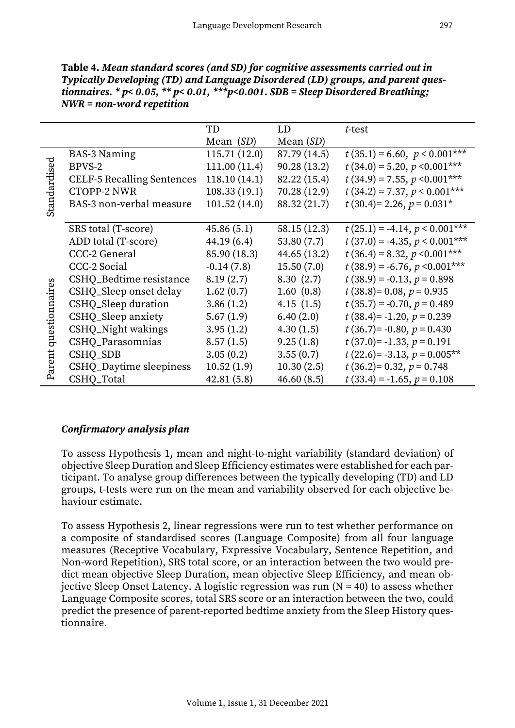**Table 4.** ***Mean standard scores (and SD) for cognitive assessments carried out in Typically Developing (TD) and Language Disordered (LD) groups, and parent questionnaires. * p< 0.05, ** p< 0.01, ***p<0.001. SDB = Sleep Disordered Breathing; NWR = non-word repetition***

| | | TD Mean (*SD*) | LD Mean (*SD*) | *t*-test |
|---|---|---|---|---|
| Standardised | BAS-3 Naming | 115.71 (12.0) | 87.79 (14.5) | $t\,(35.1) = 6.60,\ p < 0.001$*** |
| | BPVS-2 | 111.00 (11.4) | 90.28 (13.2) | $t\,(34.0) = 5.20,\ p < 0.001$*** |
| | CELF-5 Recalling Sentences | 118.10 (14.1) | 82.22 (15.4) | $t\,(34.9) = 7.55,\ p < 0.001$*** |
| | CTOPP-2 NWR | 108.33 (19.1) | 70.28 (12.9) | $t\,(34.2) = 7.37,\ p < 0.001$*** |
| | BAS-3 non-verbal measure | 101.52 (14.0) | 88.32 (21.7) | $t\,(30.4) = 2.26,\ p = 0.031$* |
| Parent questionnaires | SRS total (T-score) | 45.86 (5.1) | 58.15 (12.3) | $t\,(25.1) = -4.14,\ p < 0.001$*** |
| | ADD total (T-score) | 44.19 (6.4) | 53.80 (7.7) | $t\,(37.0) = -4.35,\ p < 0.001$*** |
| | CCC-2 General | 85.90 (18.3) | 44.65 (13.2) | $t\,(36.4) = 8.32,\ p < 0.001$*** |
| | CCC-2 Social | -0.14 (7.8) | 15.50 (7.0) | $t\,(38.9) = -6.76,\ p < 0.001$*** |
| | CSHQ_Bedtime resistance | 8.19 (2.7) | 8.30 (2.7) | $t\,(38.9) = -0.13,\ p = 0.898$ |
| | CSHQ_Sleep onset delay | 1.62 (0.7) | 1.60 (0.8) | $t\,(38.8) = 0.08,\ p = 0.935$ |
| | CSHQ_Sleep duration | 3.86 (1.2) | 4.15 (1.5) | $t\,(35.7) = -0.70,\ p = 0.489$ |
| | CSHQ_Sleep anxiety | 5.67 (1.9) | 6.40 (2.0) | $t\,(38.4) = -1.20,\ p = 0.239$ |
| | CSHQ_Night wakings | 3.95 (1.2) | 4.30 (1.5) | $t\,(36.7) = -0.80,\ p = 0.430$ |
| | CSHQ_Parasomnias | 8.57 (1.5) | 9.25 (1.8) | $t\,(37.0) = -1.33,\ p = 0.191$ |
| | CSHQ_SDB | 3.05 (0.2) | 3.55 (0.7) | $t\,(22.6) = -3.13,\ p = 0.005$** |
| | CSHQ_Daytime sleepiness | 10.52 (1.9) | 10.30 (2.5) | $t\,(36.2) = 0.32,\ p = 0.748$ |
| | CSHQ_Total | 42.81 (5.8) | 46.60 (8.5) | $t\,(33.4) = -1.65,\ p = 0.108$ |

### *Confirmatory analysis plan*

To assess Hypothesis 1, mean and night-to-night variability (standard deviation) of objective Sleep Duration and Sleep Efficiency estimates were established for each participant. To analyse group differences between the typically developing (TD) and LD groups, t-tests were run on the mean and variability observed for each objective behaviour estimate.

To assess Hypothesis 2, linear regressions were run to test whether performance on a composite of standardised scores (Language Composite) from all four language measures (Receptive Vocabulary, Expressive Vocabulary, Sentence Repetition, and Non-word Repetition), SRS total score, or an interaction between the two would predict mean objective Sleep Duration, mean objective Sleep Efficiency, and mean objective Sleep Onset Latency. A logistic regression was run ($N = 40$) to assess whether Language Composite scores, total SRS score or an interaction between the two, could predict the presence of parent-reported bedtime anxiety from the Sleep History questionnaire.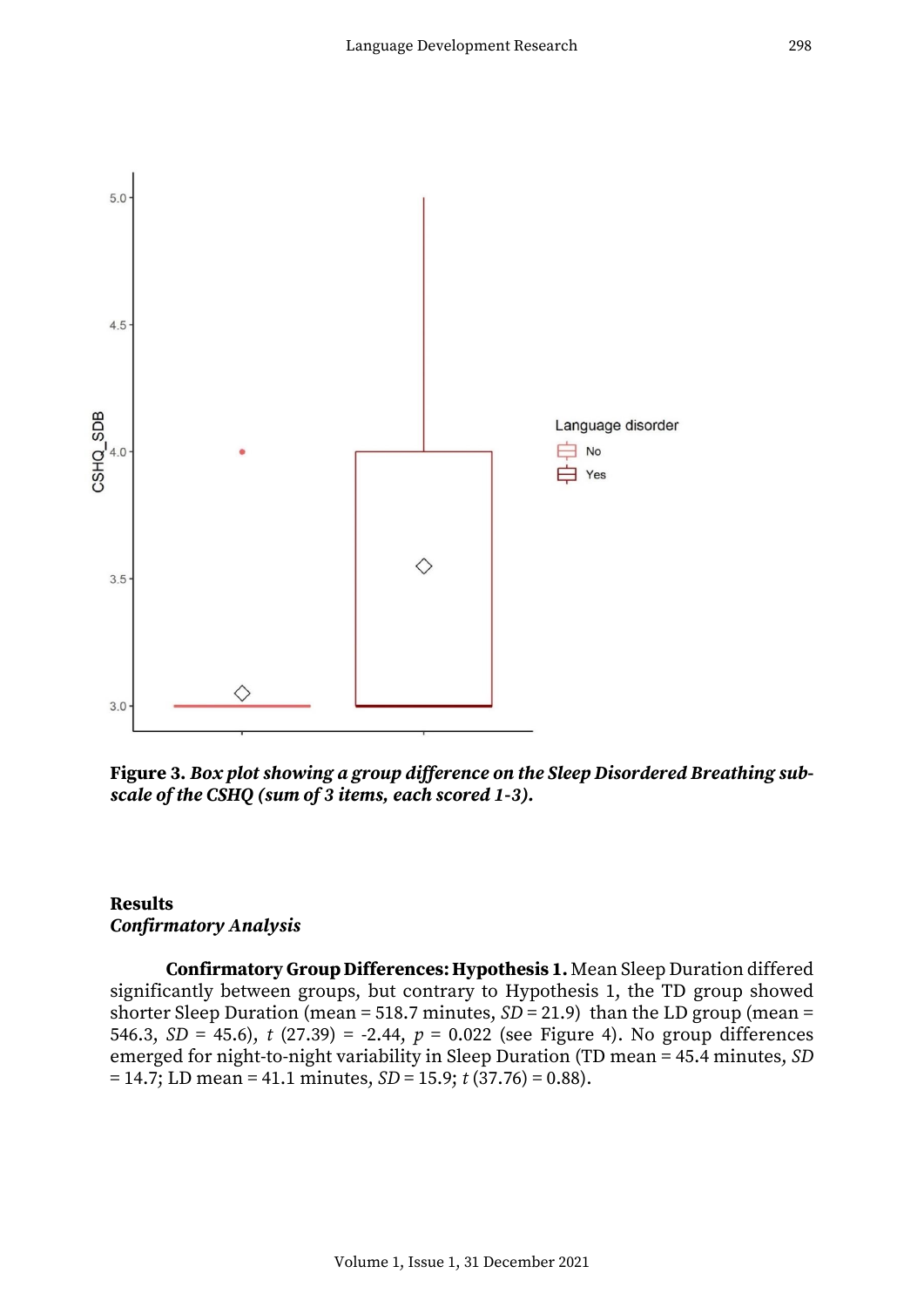**Figure 3.** ***Box plot showing a group difference on the Sleep Disordered Breathing subscale of the CSHQ (sum of 3 items, each scored 1-3).***

## Results

### *Confirmatory Analysis*

**Confirmatory Group Differences: Hypothesis 1.** Mean Sleep Duration differed significantly between groups, but contrary to Hypothesis 1, the TD group showed shorter Sleep Duration (mean = 518.7 minutes, $SD$ = 21.9) than the LD group (mean = 546.3, $SD$ = 45.6), $t$ (27.39) = -2.44, $p$ = 0.022 (see Figure 4). No group differences emerged for night-to-night variability in Sleep Duration (TD mean = 45.4 minutes, $SD$ = 14.7; LD mean = 41.1 minutes, $SD$ = 15.9; $t$ (37.76) = 0.88).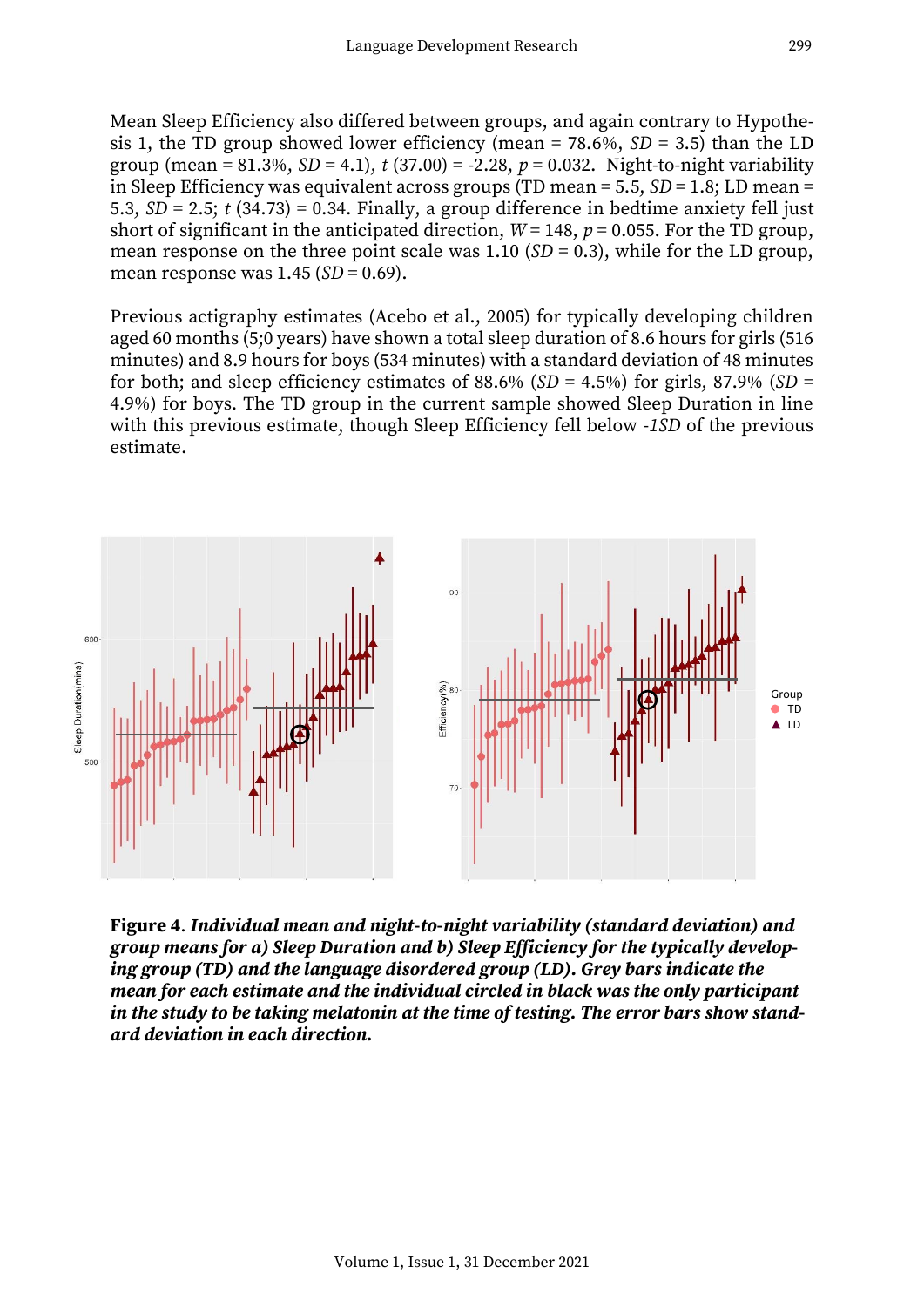Mean Sleep Efficiency also differed between groups, and again contrary to Hypothesis 1, the TD group showed lower efficiency (mean = 78.6%, *SD* = 3.5) than the LD group (mean = 81.3%, *SD* = 4.1), $t$ (37.00) = -2.28, $p$ = 0.032. Night-to-night variability in Sleep Efficiency was equivalent across groups (TD mean = 5.5, *SD* = 1.8; LD mean = 5.3, *SD* = 2.5; $t$ (34.73) = 0.34. Finally, a group difference in bedtime anxiety fell just short of significant in the anticipated direction, $W$ = 148, $p$ = 0.055. For the TD group, mean response on the three point scale was 1.10 (*SD* = 0.3), while for the LD group, mean response was 1.45 (*SD* = 0.69).

Previous actigraphy estimates (Acebo et al., 2005) for typically developing children aged 60 months (5;0 years) have shown a total sleep duration of 8.6 hours for girls (516 minutes) and 8.9 hours for boys (534 minutes) with a standard deviation of 48 minutes for both; and sleep efficiency estimates of 88.6% (*SD* = 4.5%) for girls, 87.9% (*SD* = 4.9%) for boys. The TD group in the current sample showed Sleep Duration in line with this previous estimate, though Sleep Efficiency fell below *-1SD* of the previous estimate.

**Figure 4**. ***Individual mean and night-to-night variability (standard deviation) and group means for a) Sleep Duration and b) Sleep Efficiency for the typically developing group (TD) and the language disordered group (LD). Grey bars indicate the mean for each estimate and the individual circled in black was the only participant in the study to be taking melatonin at the time of testing. The error bars show standard deviation in each direction.***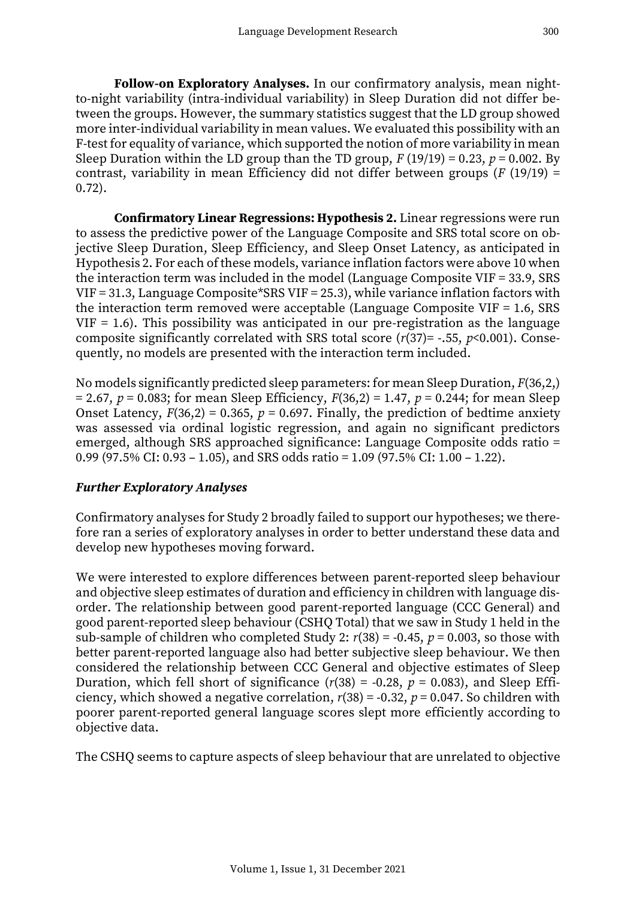**Follow-on Exploratory Analyses.** In our confirmatory analysis, mean night-to-night variability (intra-individual variability) in Sleep Duration did not differ between the groups. However, the summary statistics suggest that the LD group showed more inter-individual variability in mean values. We evaluated this possibility with an F-test for equality of variance, which supported the notion of more variability in mean Sleep Duration within the LD group than the TD group, $F$ (19/19) = 0.23, $p$ = 0.002. By contrast, variability in mean Efficiency did not differ between groups ($F$ (19/19) = 0.72).

**Confirmatory Linear Regressions: Hypothesis 2.** Linear regressions were run to assess the predictive power of the Language Composite and SRS total score on objective Sleep Duration, Sleep Efficiency, and Sleep Onset Latency, as anticipated in Hypothesis 2. For each of these models, variance inflation factors were above 10 when the interaction term was included in the model (Language Composite VIF = 33.9, SRS VIF = 31.3, Language Composite*SRS VIF = 25.3), while variance inflation factors with the interaction term removed were acceptable (Language Composite VIF = 1.6, SRS VIF = 1.6). This possibility was anticipated in our pre-registration as the language composite significantly correlated with SRS total score ($r$(37)= -.55, $p$<0.001). Consequently, no models are presented with the interaction term included.

No models significantly predicted sleep parameters: for mean Sleep Duration, $F$(36,2,) = 2.67, $p$ = 0.083; for mean Sleep Efficiency, $F$(36,2) = 1.47, $p$ = 0.244; for mean Sleep Onset Latency, $F$(36,2) = 0.365, $p$ = 0.697. Finally, the prediction of bedtime anxiety was assessed via ordinal logistic regression, and again no significant predictors emerged, although SRS approached significance: Language Composite odds ratio = 0.99 (97.5% CI: 0.93 – 1.05), and SRS odds ratio = 1.09 (97.5% CI: 1.00 – 1.22).

### *Further Exploratory Analyses*

Confirmatory analyses for Study 2 broadly failed to support our hypotheses; we therefore ran a series of exploratory analyses in order to better understand these data and develop new hypotheses moving forward.

We were interested to explore differences between parent-reported sleep behaviour and objective sleep estimates of duration and efficiency in children with language disorder. The relationship between good parent-reported language (CCC General) and good parent-reported sleep behaviour (CSHQ Total) that we saw in Study 1 held in the sub-sample of children who completed Study 2: $r$(38) = -0.45, $p$ = 0.003, so those with better parent-reported language also had better subjective sleep behaviour. We then considered the relationship between CCC General and objective estimates of Sleep Duration, which fell short of significance ($r$(38) = -0.28, $p$ = 0.083), and Sleep Efficiency, which showed a negative correlation, $r$(38) = -0.32, $p$ = 0.047. So children with poorer parent-reported general language scores slept more efficiently according to objective data.

The CSHQ seems to capture aspects of sleep behaviour that are unrelated to objective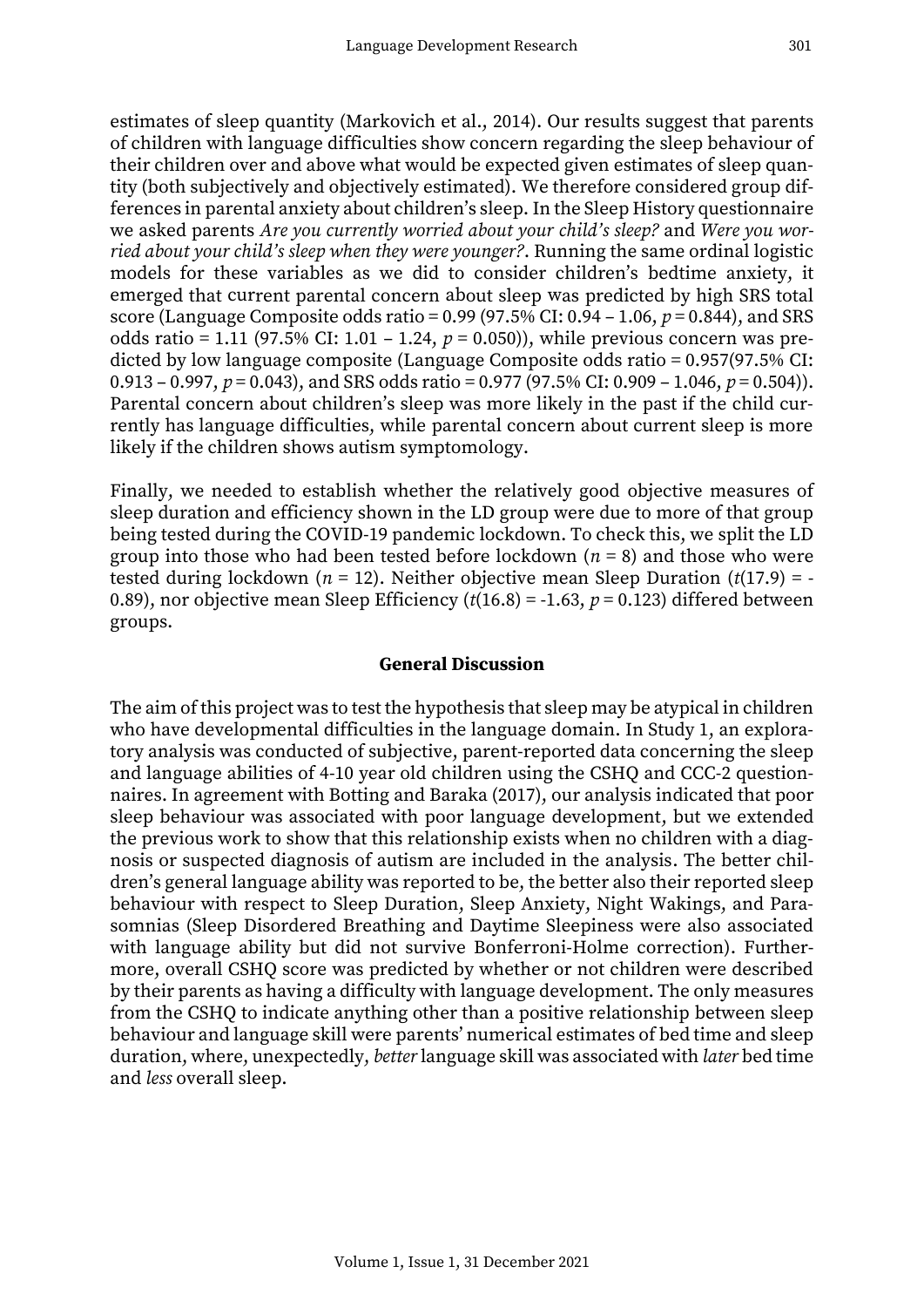estimates of sleep quantity (Markovich et al., 2014). Our results suggest that parents of children with language difficulties show concern regarding the sleep behaviour of their children over and above what would be expected given estimates of sleep quantity (both subjectively and objectively estimated). We therefore considered group differences in parental anxiety about children's sleep. In the Sleep History questionnaire we asked parents *Are you currently worried about your child's sleep?* and *Were you worried about your child's sleep when they were younger?*. Running the same ordinal logistic models for these variables as we did to consider children's bedtime anxiety, it emerged that current parental concern about sleep was predicted by high SRS total score (Language Composite odds ratio = 0.99 (97.5% CI: 0.94 – 1.06, $p = 0.844$), and SRS odds ratio = 1.11 (97.5% CI: 1.01 – 1.24, $p = 0.050$)), while previous concern was predicted by low language composite (Language Composite odds ratio = 0.957(97.5% CI: 0.913 – 0.997, $p = 0.043$), and SRS odds ratio = 0.977 (97.5% CI: 0.909 – 1.046, $p = 0.504$)). Parental concern about children's sleep was more likely in the past if the child currently has language difficulties, while parental concern about current sleep is more likely if the children shows autism symptomology.

Finally, we needed to establish whether the relatively good objective measures of sleep duration and efficiency shown in the LD group were due to more of that group being tested during the COVID-19 pandemic lockdown. To check this, we split the LD group into those who had been tested before lockdown ($n = 8$) and those who were tested during lockdown ($n = 12$). Neither objective mean Sleep Duration ($t(17.9) = -0.89$), nor objective mean Sleep Efficiency ($t(16.8) = -1.63$, $p = 0.123$) differed between groups.

## General Discussion

The aim of this project was to test the hypothesis that sleep may be atypical in children who have developmental difficulties in the language domain. In Study 1, an exploratory analysis was conducted of subjective, parent-reported data concerning the sleep and language abilities of 4-10 year old children using the CSHQ and CCC-2 questionnaires. In agreement with Botting and Baraka (2017), our analysis indicated that poor sleep behaviour was associated with poor language development, but we extended the previous work to show that this relationship exists when no children with a diagnosis or suspected diagnosis of autism are included in the analysis. The better children's general language ability was reported to be, the better also their reported sleep behaviour with respect to Sleep Duration, Sleep Anxiety, Night Wakings, and Parasomnias (Sleep Disordered Breathing and Daytime Sleepiness were also associated with language ability but did not survive Bonferroni-Holme correction). Furthermore, overall CSHQ score was predicted by whether or not children were described by their parents as having a difficulty with language development. The only measures from the CSHQ to indicate anything other than a positive relationship between sleep behaviour and language skill were parents' numerical estimates of bed time and sleep duration, where, unexpectedly, *better* language skill was associated with *later* bed time and *less* overall sleep.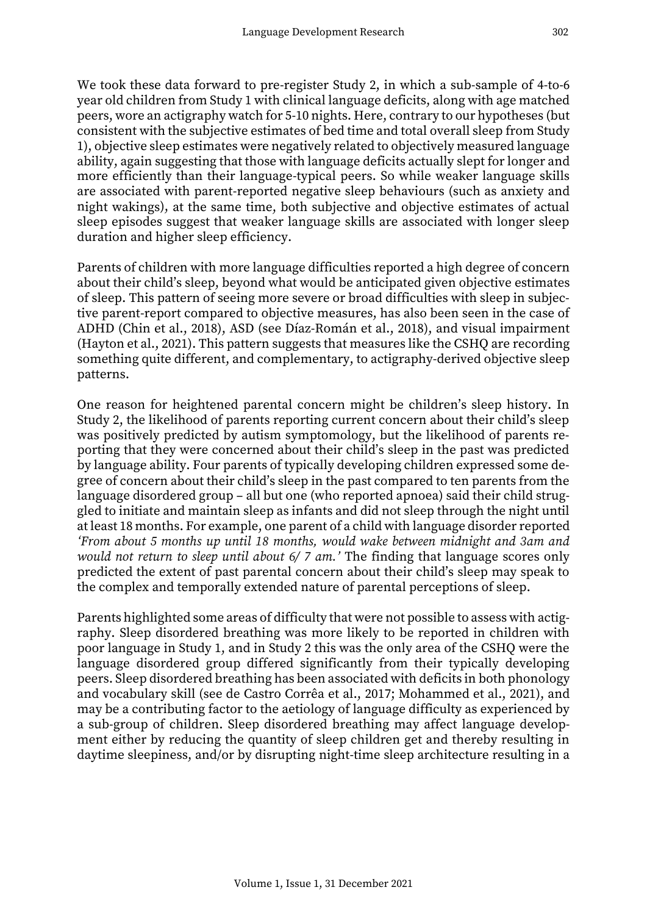We took these data forward to pre-register Study 2, in which a sub-sample of 4-to-6 year old children from Study 1 with clinical language deficits, along with age matched peers, wore an actigraphy watch for 5-10 nights. Here, contrary to our hypotheses (but consistent with the subjective estimates of bed time and total overall sleep from Study 1), objective sleep estimates were negatively related to objectively measured language ability, again suggesting that those with language deficits actually slept for longer and more efficiently than their language-typical peers. So while weaker language skills are associated with parent-reported negative sleep behaviours (such as anxiety and night wakings), at the same time, both subjective and objective estimates of actual sleep episodes suggest that weaker language skills are associated with longer sleep duration and higher sleep efficiency.

Parents of children with more language difficulties reported a high degree of concern about their child's sleep, beyond what would be anticipated given objective estimates of sleep. This pattern of seeing more severe or broad difficulties with sleep in subjective parent-report compared to objective measures, has also been seen in the case of ADHD (Chin et al., 2018), ASD (see Díaz-Román et al., 2018), and visual impairment (Hayton et al., 2021). This pattern suggests that measures like the CSHQ are recording something quite different, and complementary, to actigraphy-derived objective sleep patterns.

One reason for heightened parental concern might be children's sleep history. In Study 2, the likelihood of parents reporting current concern about their child's sleep was positively predicted by autism symptomology, but the likelihood of parents reporting that they were concerned about their child's sleep in the past was predicted by language ability. Four parents of typically developing children expressed some degree of concern about their child's sleep in the past compared to ten parents from the language disordered group – all but one (who reported apnoea) said their child struggled to initiate and maintain sleep as infants and did not sleep through the night until at least 18 months. For example, one parent of a child with language disorder reported *'From about 5 months up until 18 months, would wake between midnight and 3am and would not return to sleep until about 6/ 7 am.'* The finding that language scores only predicted the extent of past parental concern about their child's sleep may speak to the complex and temporally extended nature of parental perceptions of sleep.

Parents highlighted some areas of difficulty that were not possible to assess with actigraphy. Sleep disordered breathing was more likely to be reported in children with poor language in Study 1, and in Study 2 this was the only area of the CSHQ were the language disordered group differed significantly from their typically developing peers. Sleep disordered breathing has been associated with deficits in both phonology and vocabulary skill (see de Castro Corrêa et al., 2017; Mohammed et al., 2021), and may be a contributing factor to the aetiology of language difficulty as experienced by a sub-group of children. Sleep disordered breathing may affect language development either by reducing the quantity of sleep children get and thereby resulting in daytime sleepiness, and/or by disrupting night-time sleep architecture resulting in a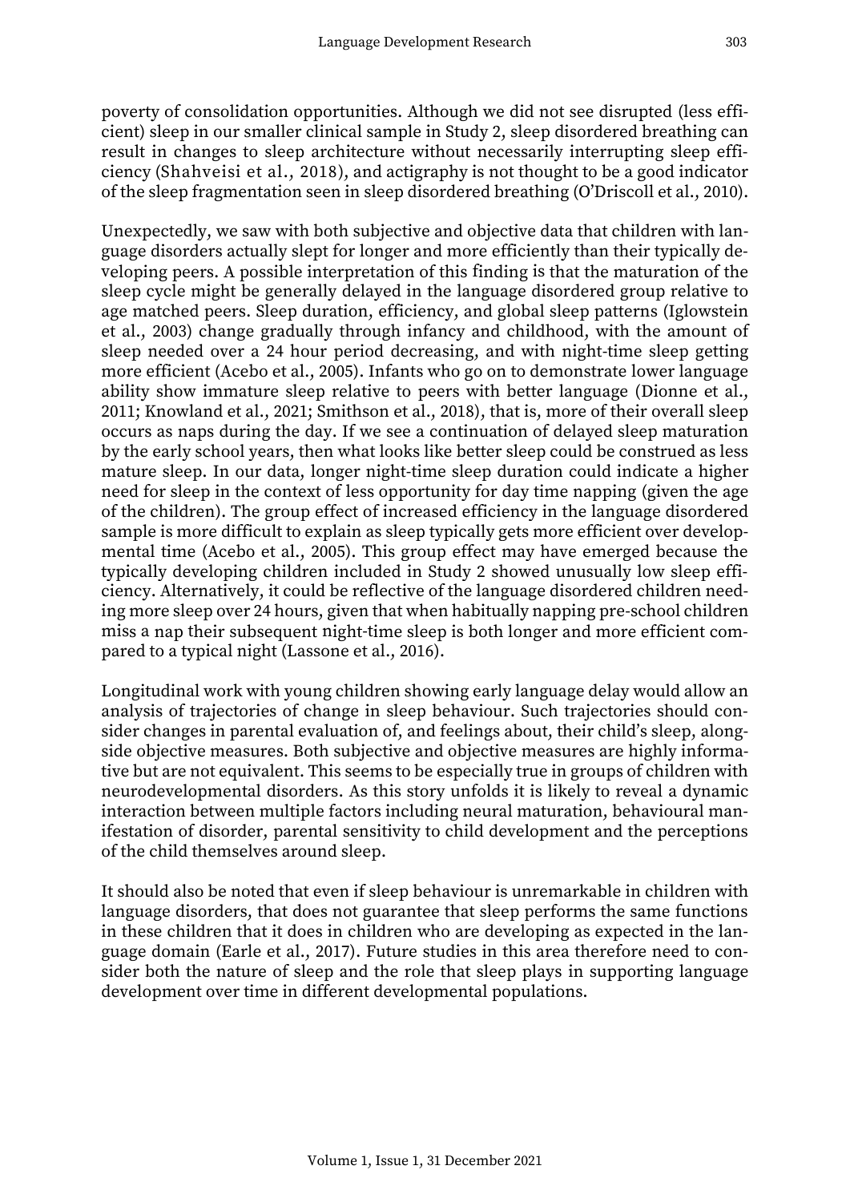poverty of consolidation opportunities. Although we did not see disrupted (less efficient) sleep in our smaller clinical sample in Study 2, sleep disordered breathing can result in changes to sleep architecture without necessarily interrupting sleep efficiency (Shahveisi et al., 2018), and actigraphy is not thought to be a good indicator of the sleep fragmentation seen in sleep disordered breathing (O'Driscoll et al., 2010).

Unexpectedly, we saw with both subjective and objective data that children with language disorders actually slept for longer and more efficiently than their typically developing peers. A possible interpretation of this finding is that the maturation of the sleep cycle might be generally delayed in the language disordered group relative to age matched peers. Sleep duration, efficiency, and global sleep patterns (Iglowstein et al., 2003) change gradually through infancy and childhood, with the amount of sleep needed over a 24 hour period decreasing, and with night-time sleep getting more efficient (Acebo et al., 2005). Infants who go on to demonstrate lower language ability show immature sleep relative to peers with better language (Dionne et al., 2011; Knowland et al., 2021; Smithson et al., 2018), that is, more of their overall sleep occurs as naps during the day. If we see a continuation of delayed sleep maturation by the early school years, then what looks like better sleep could be construed as less mature sleep. In our data, longer night-time sleep duration could indicate a higher need for sleep in the context of less opportunity for day time napping (given the age of the children). The group effect of increased efficiency in the language disordered sample is more difficult to explain as sleep typically gets more efficient over developmental time (Acebo et al., 2005). This group effect may have emerged because the typically developing children included in Study 2 showed unusually low sleep efficiency. Alternatively, it could be reflective of the language disordered children needing more sleep over 24 hours, given that when habitually napping pre-school children miss a nap their subsequent night-time sleep is both longer and more efficient compared to a typical night (Lassone et al., 2016).

Longitudinal work with young children showing early language delay would allow an analysis of trajectories of change in sleep behaviour. Such trajectories should consider changes in parental evaluation of, and feelings about, their child's sleep, alongside objective measures. Both subjective and objective measures are highly informative but are not equivalent. This seems to be especially true in groups of children with neurodevelopmental disorders. As this story unfolds it is likely to reveal a dynamic interaction between multiple factors including neural maturation, behavioural manifestation of disorder, parental sensitivity to child development and the perceptions of the child themselves around sleep.

It should also be noted that even if sleep behaviour is unremarkable in children with language disorders, that does not guarantee that sleep performs the same functions in these children that it does in children who are developing as expected in the language domain (Earle et al., 2017). Future studies in this area therefore need to consider both the nature of sleep and the role that sleep plays in supporting language development over time in different developmental populations.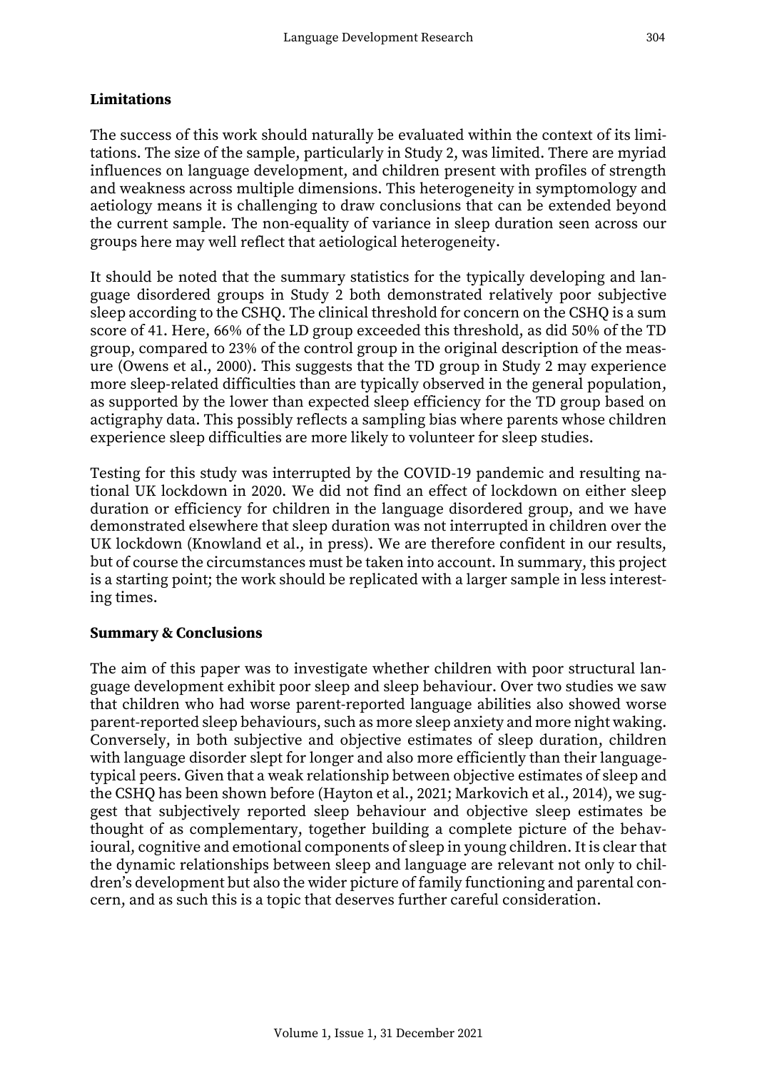**Limitations**

The success of this work should naturally be evaluated within the context of its limitations. The size of the sample, particularly in Study 2, was limited. There are myriad influences on language development, and children present with profiles of strength and weakness across multiple dimensions. This heterogeneity in symptomology and aetiology means it is challenging to draw conclusions that can be extended beyond the current sample. The non-equality of variance in sleep duration seen across our groups here may well reflect that aetiological heterogeneity.

It should be noted that the summary statistics for the typically developing and language disordered groups in Study 2 both demonstrated relatively poor subjective sleep according to the CSHQ. The clinical threshold for concern on the CSHQ is a sum score of 41. Here, 66% of the LD group exceeded this threshold, as did 50% of the TD group, compared to 23% of the control group in the original description of the measure (Owens et al., 2000). This suggests that the TD group in Study 2 may experience more sleep-related difficulties than are typically observed in the general population, as supported by the lower than expected sleep efficiency for the TD group based on actigraphy data. This possibly reflects a sampling bias where parents whose children experience sleep difficulties are more likely to volunteer for sleep studies.

Testing for this study was interrupted by the COVID-19 pandemic and resulting national UK lockdown in 2020. We did not find an effect of lockdown on either sleep duration or efficiency for children in the language disordered group, and we have demonstrated elsewhere that sleep duration was not interrupted in children over the UK lockdown (Knowland et al., in press). We are therefore confident in our results, but of course the circumstances must be taken into account. In summary, this project is a starting point; the work should be replicated with a larger sample in less interesting times.

**Summary & Conclusions**

The aim of this paper was to investigate whether children with poor structural language development exhibit poor sleep and sleep behaviour. Over two studies we saw that children who had worse parent-reported language abilities also showed worse parent-reported sleep behaviours, such as more sleep anxiety and more night waking. Conversely, in both subjective and objective estimates of sleep duration, children with language disorder slept for longer and also more efficiently than their language-typical peers. Given that a weak relationship between objective estimates of sleep and the CSHQ has been shown before (Hayton et al., 2021; Markovich et al., 2014), we suggest that subjectively reported sleep behaviour and objective sleep estimates be thought of as complementary, together building a complete picture of the behavioural, cognitive and emotional components of sleep in young children. It is clear that the dynamic relationships between sleep and language are relevant not only to children's development but also the wider picture of family functioning and parental concern, and as such this is a topic that deserves further careful consideration.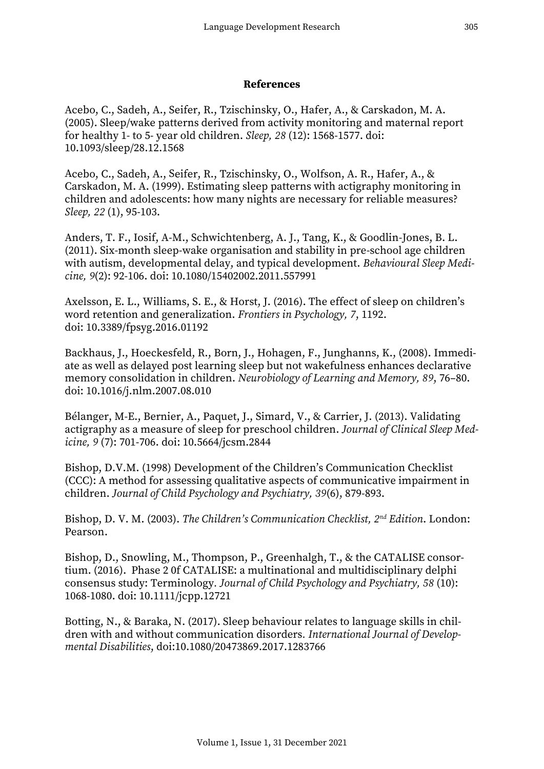## References

Acebo, C., Sadeh, A., Seifer, R., Tzischinsky, O., Hafer, A., & Carskadon, M. A. (2005). Sleep/wake patterns derived from activity monitoring and maternal report for healthy 1- to 5- year old children. *Sleep, 28* (12): 1568-1577. doi: 10.1093/sleep/28.12.1568

Acebo, C., Sadeh, A., Seifer, R., Tzischinsky, O., Wolfson, A. R., Hafer, A., & Carskadon, M. A. (1999). Estimating sleep patterns with actigraphy monitoring in children and adolescents: how many nights are necessary for reliable measures? *Sleep, 22* (1), 95-103.

Anders, T. F., Iosif, A-M., Schwichtenberg, A. J., Tang, K., & Goodlin-Jones, B. L. (2011). Six-month sleep-wake organisation and stability in pre-school age children with autism, developmental delay, and typical development. *Behavioural Sleep Medicine, 9*(2): 92-106. doi: 10.1080/15402002.2011.557991

Axelsson, E. L., Williams, S. E., & Horst, J. (2016). The effect of sleep on children's word retention and generalization. *Frontiers in Psychology, 7,* 1192. doi: 10.3389/fpsyg.2016.01192

Backhaus, J., Hoeckesfeld, R., Born, J., Hohagen, F., Junghanns, K., (2008). Immediate as well as delayed post learning sleep but not wakefulness enhances declarative memory consolidation in children. *Neurobiology of Learning and Memory, 89,* 76–80. doi: 10.1016/j.nlm.2007.08.010

Bélanger, M-E., Bernier, A., Paquet, J., Simard, V., & Carrier, J. (2013). Validating actigraphy as a measure of sleep for preschool children. *Journal of Clinical Sleep Medicine, 9* (7): 701-706. doi: 10.5664/jcsm.2844

Bishop, D.V.M. (1998) Development of the Children's Communication Checklist (CCC): A method for assessing qualitative aspects of communicative impairment in children. *Journal of Child Psychology and Psychiatry, 39*(6), 879-893.

Bishop, D. V. M. (2003). *The Children's Communication Checklist, 2nd Edition.* London: Pearson.

Bishop, D., Snowling, M., Thompson, P., Greenhalgh, T., & the CATALISE consortium. (2016). Phase 2 0f CATALISE: a multinational and multidisciplinary delphi consensus study: Terminology. *Journal of Child Psychology and Psychiatry, 58* (10): 1068-1080. doi: 10.1111/jcpp.12721

Botting, N., & Baraka, N. (2017). Sleep behaviour relates to language skills in children with and without communication disorders. *International Journal of Developmental Disabilities*, doi:10.1080/20473869.2017.1283766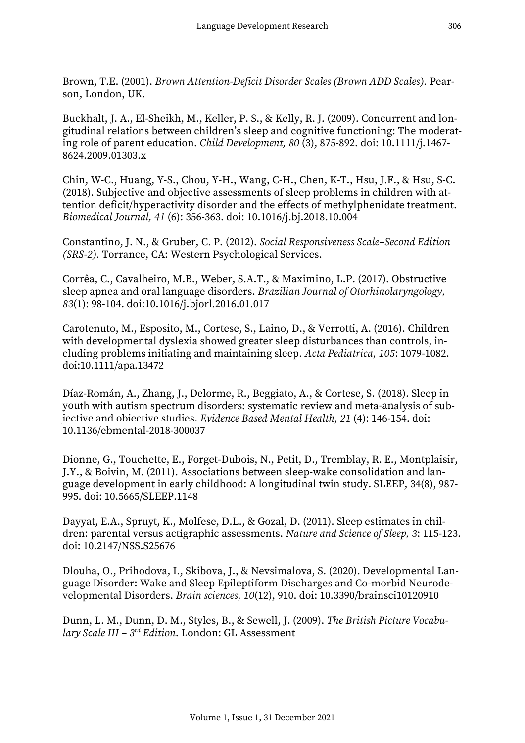Brown, T.E. (2001). *Brown Attention-Deficit Disorder Scales (Brown ADD Scales).* Pearson, London, UK.

Buckhalt, J. A., El-Sheikh, M., Keller, P. S., & Kelly, R. J. (2009). Concurrent and longitudinal relations between children's sleep and cognitive functioning: The moderating role of parent education. *Child Development, 80* (3), 875-892. doi: 10.1111/j.1467-8624.2009.01303.x

Chin, W-C., Huang, Y-S., Chou, Y-H., Wang, C-H., Chen, K-T., Hsu, J.F., & Hsu, S-C. (2018). Subjective and objective assessments of sleep problems in children with attention deficit/hyperactivity disorder and the effects of methylphenidate treatment. *Biomedical Journal, 41* (6): 356-363. doi: 10.1016/j.bj.2018.10.004

Constantino, J. N., & Gruber, C. P. (2012). *Social Responsiveness Scale–Second Edition (SRS-2).* Torrance, CA: Western Psychological Services.

Corrêa, C., Cavalheiro, M.B., Weber, S.A.T., & Maximino, L.P. (2017). Obstructive sleep apnea and oral language disorders. *Brazilian Journal of Otorhinolaryngology, 83*(1): 98-104. doi:10.1016/j.bjorl.2016.01.017

Carotenuto, M., Esposito, M., Cortese, S., Laino, D., & Verrotti, A. (2016). Children with developmental dyslexia showed greater sleep disturbances than controls, including problems initiating and maintaining sleep. *Acta Pediatrica, 105*: 1079-1082. doi:10.1111/apa.13472

Díaz-Román, A., Zhang, J., Delorme, R., Beggiato, A., & Cortese, S. (2018). Sleep in youth with autism spectrum disorders: systematic review and meta-analysis of subjective and objective studies. *Evidence Based Mental Health, 21* (4): 146-154. doi: 10.1136/ebmental-2018-300037

Dionne, G., Touchette, E., Forget-Dubois, N., Petit, D., Tremblay, R. E., Montplaisir, J.Y., & Boivin, M. (2011). Associations between sleep-wake consolidation and language development in early childhood: A longitudinal twin study. SLEEP, 34(8), 987-995. doi: 10.5665/SLEEP.1148

Dayyat, E.A., Spruyt, K., Molfese, D.L., & Gozal, D. (2011). Sleep estimates in children: parental versus actigraphic assessments. *Nature and Science of Sleep, 3*: 115-123. doi: 10.2147/NSS.S25676

Dlouha, O., Prihodova, I., Skibova, J., & Nevsimalova, S. (2020). Developmental Language Disorder: Wake and Sleep Epileptiform Discharges and Co-morbid Neurodevelopmental Disorders. *Brain sciences, 10*(12), 910. doi: 10.3390/brainsci10120910

Dunn, L. M., Dunn, D. M., Styles, B., & Sewell, J. (2009). *The British Picture Vocabulary Scale III – 3rd Edition.* London: GL Assessment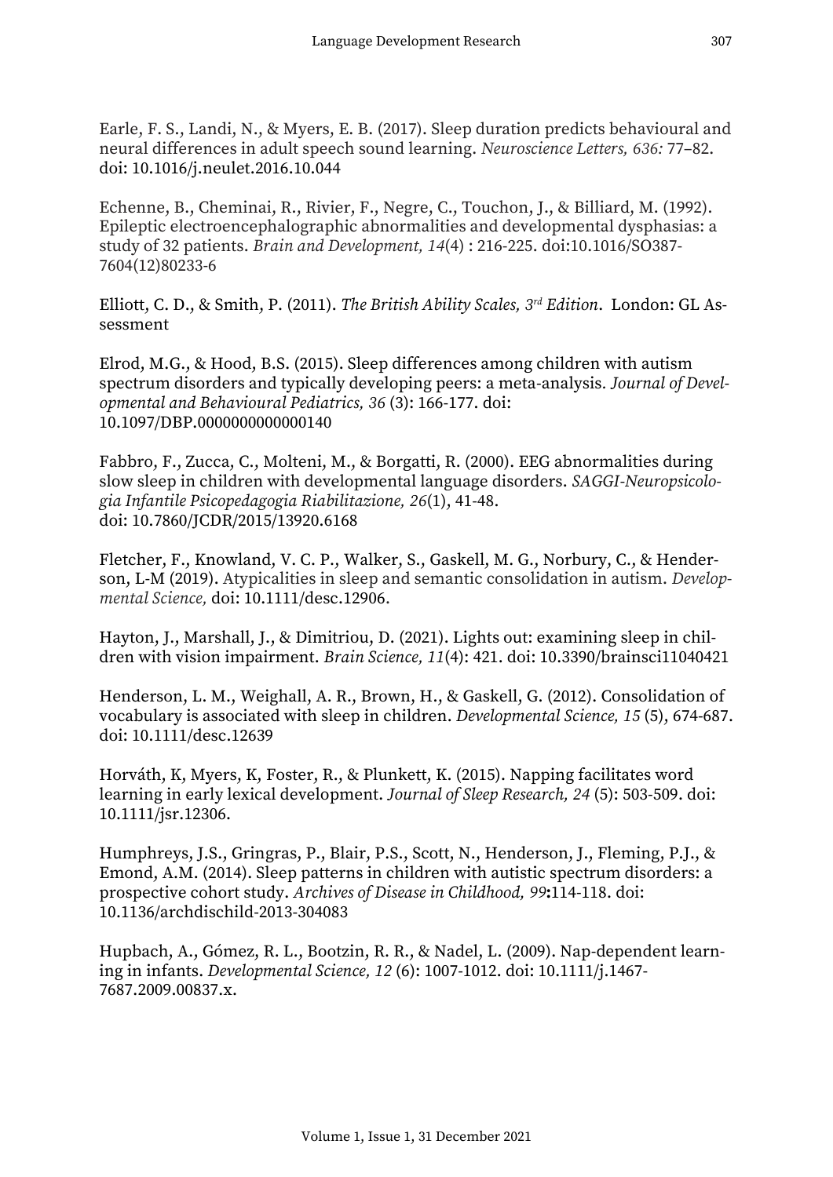Earle, F. S., Landi, N., & Myers, E. B. (2017). Sleep duration predicts behavioural and neural differences in adult speech sound learning. *Neuroscience Letters, 636:* 77–82. doi: 10.1016/j.neulet.2016.10.044

Echenne, B., Cheminai, R., Rivier, F., Negre, C., Touchon, J., & Billiard, M. (1992). Epileptic electroencephalographic abnormalities and developmental dysphasias: a study of 32 patients. *Brain and Development, 14*(4) : 216-225. doi:10.1016/SO387-7604(12)80233-6

Elliott, C. D., & Smith, P. (2011). *The British Ability Scales, 3rd Edition*. London: GL Assessment

Elrod, M.G., & Hood, B.S. (2015). Sleep differences among children with autism spectrum disorders and typically developing peers: a meta-analysis. *Journal of Developmental and Behavioural Pediatrics, 36* (3): 166-177. doi: 10.1097/DBP.0000000000000140

Fabbro, F., Zucca, C., Molteni, M., & Borgatti, R. (2000). EEG abnormalities during slow sleep in children with developmental language disorders. *SAGGI-Neuropsicologia Infantile Psicopedagogia Riabilitazione, 26*(1), 41-48. doi: 10.7860/JCDR/2015/13920.6168

Fletcher, F., Knowland, V. C. P., Walker, S., Gaskell, M. G., Norbury, C., & Henderson, L-M (2019). Atypicalities in sleep and semantic consolidation in autism. *Developmental Science,* doi: 10.1111/desc.12906.

Hayton, J., Marshall, J., & Dimitriou, D. (2021). Lights out: examining sleep in children with vision impairment. *Brain Science, 11*(4): 421. doi: 10.3390/brainsci11040421

Henderson, L. M., Weighall, A. R., Brown, H., & Gaskell, G. (2012). Consolidation of vocabulary is associated with sleep in children. *Developmental Science, 15* (5), 674-687. doi: 10.1111/desc.12639

Horváth, K, Myers, K, Foster, R., & Plunkett, K. (2015). Napping facilitates word learning in early lexical development. *Journal of Sleep Research, 24* (5): 503-509. doi: 10.1111/jsr.12306.

Humphreys, J.S., Gringras, P., Blair, P.S., Scott, N., Henderson, J., Fleming, P.J., & Emond, A.M. (2014). Sleep patterns in children with autistic spectrum disorders: a prospective cohort study. *Archives of Disease in Childhood, 99***:**114-118. doi: 10.1136/archdischild-2013-304083

Hupbach, A., Gómez, R. L., Bootzin, R. R., & Nadel, L. (2009). Nap-dependent learning in infants. *Developmental Science, 12* (6): 1007-1012. doi: 10.1111/j.1467-7687.2009.00837.x.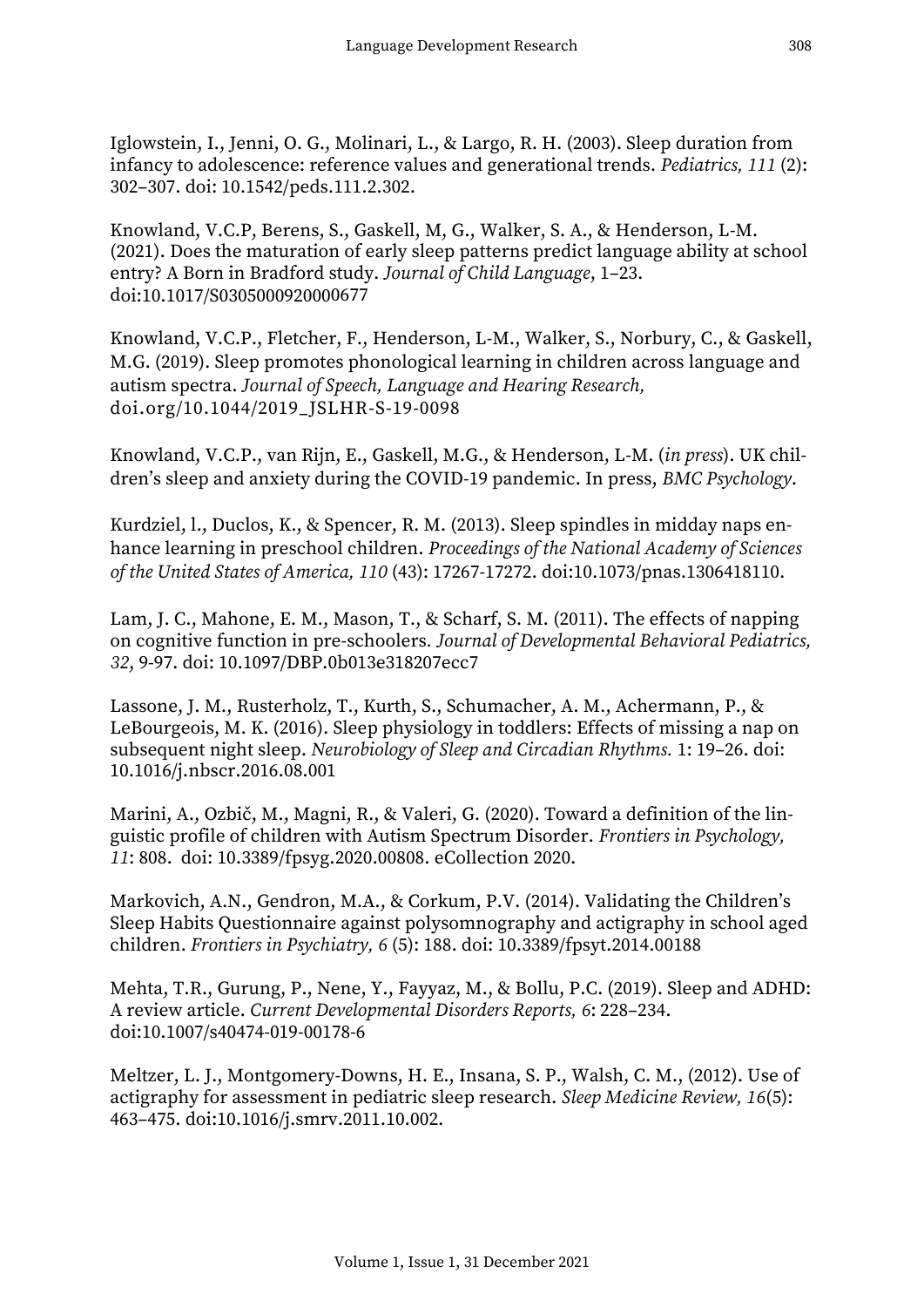Iglowstein, I., Jenni, O. G., Molinari, L., & Largo, R. H. (2003). Sleep duration from infancy to adolescence: reference values and generational trends. *Pediatrics, 111* (2): 302–307. doi: 10.1542/peds.111.2.302.

Knowland, V.C.P, Berens, S., Gaskell, M, G., Walker, S. A., & Henderson, L-M. (2021). Does the maturation of early sleep patterns predict language ability at school entry? A Born in Bradford study. *Journal of Child Language*, 1–23. doi:10.1017/S0305000920000677

Knowland, V.C.P., Fletcher, F., Henderson, L-M., Walker, S., Norbury, C., & Gaskell, M.G. (2019). Sleep promotes phonological learning in children across language and autism spectra. *Journal of Speech, Language and Hearing Research,* doi.org/10.1044/2019_JSLHR-S-19-0098

Knowland, V.C.P., van Rijn, E., Gaskell, M.G., & Henderson, L-M. (*in press*). UK children's sleep and anxiety during the COVID-19 pandemic. In press, *BMC Psychology*.

Kurdziel, l., Duclos, K., & Spencer, R. M. (2013). Sleep spindles in midday naps enhance learning in preschool children. *Proceedings of the National Academy of Sciences of the United States of America, 110* (43): 17267-17272. doi:10.1073/pnas.1306418110.

Lam, J. C., Mahone, E. M., Mason, T., & Scharf, S. M. (2011). The effects of napping on cognitive function in pre-schoolers. *Journal of Developmental Behavioral Pediatrics, 32*, 9-97. doi: 10.1097/DBP.0b013e318207ecc7

Lassone, J. M., Rusterholz, T., Kurth, S., Schumacher, A. M., Achermann, P., & LeBourgeois, M. K. (2016). Sleep physiology in toddlers: Effects of missing a nap on subsequent night sleep. *Neurobiology of Sleep and Circadian Rhythms.* 1: 19–26. doi: 10.1016/j.nbscr.2016.08.001

Marini, A., Ozbič, M., Magni, R., & Valeri, G. (2020). Toward a definition of the linguistic profile of children with Autism Spectrum Disorder. *Frontiers in Psychology, 11*: 808. doi: 10.3389/fpsyg.2020.00808. eCollection 2020.

Markovich, A.N., Gendron, M.A., & Corkum, P.V. (2014). Validating the Children's Sleep Habits Questionnaire against polysomnography and actigraphy in school aged children. *Frontiers in Psychiatry, 6* (5): 188. doi: 10.3389/fpsyt.2014.00188

Mehta, T.R., Gurung, P., Nene, Y., Fayyaz, M., & Bollu, P.C. (2019). Sleep and ADHD: A review article. *Current Developmental Disorders Reports, 6*: 228–234. doi:10.1007/s40474-019-00178-6

Meltzer, L. J., Montgomery-Downs, H. E., Insana, S. P., Walsh, C. M., (2012). Use of actigraphy for assessment in pediatric sleep research. *Sleep Medicine Review, 16*(5): 463–475. doi:10.1016/j.smrv.2011.10.002.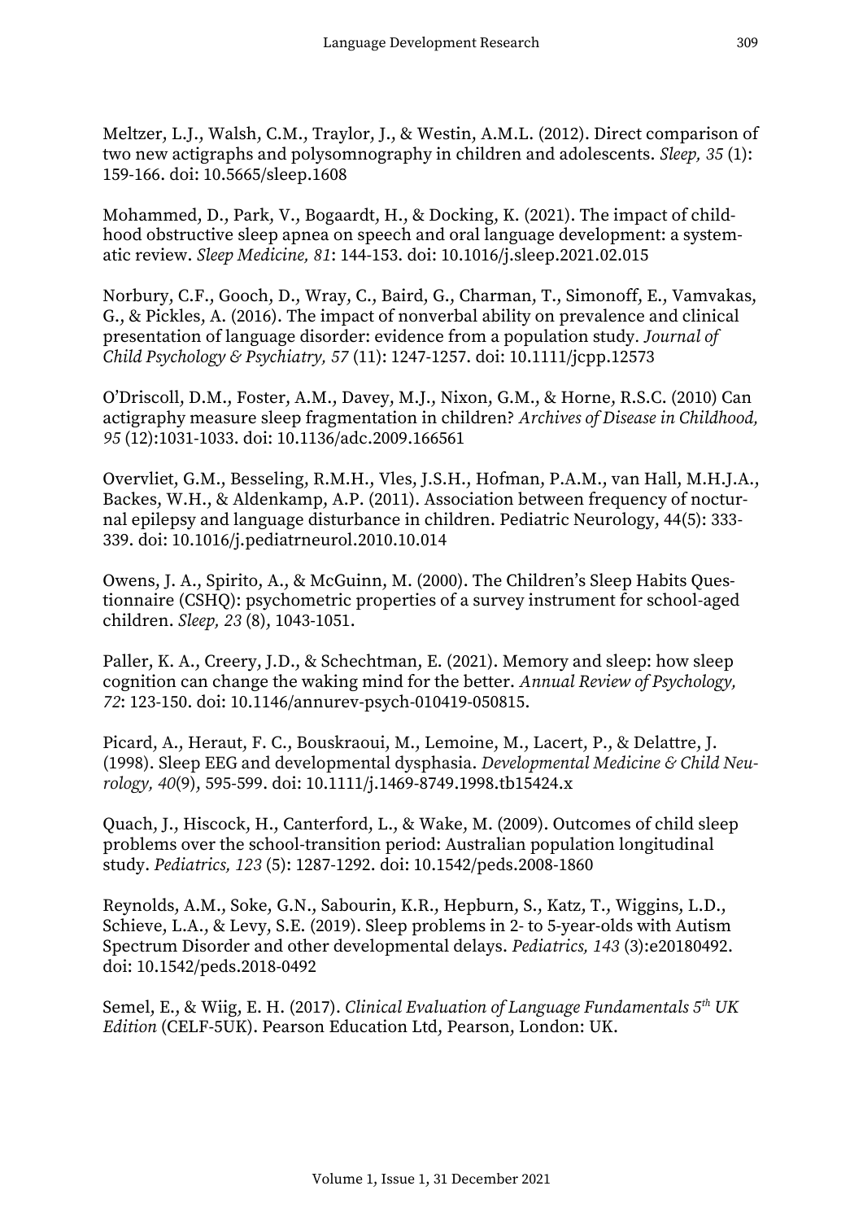Meltzer, L.J., Walsh, C.M., Traylor, J., & Westin, A.M.L. (2012). Direct comparison of two new actigraphs and polysomnography in children and adolescents. *Sleep, 35* (1): 159-166. doi: 10.5665/sleep.1608

Mohammed, D., Park, V., Bogaardt, H., & Docking, K. (2021). The impact of childhood obstructive sleep apnea on speech and oral language development: a systematic review. *Sleep Medicine, 81*: 144-153. doi: 10.1016/j.sleep.2021.02.015

Norbury, C.F., Gooch, D., Wray, C., Baird, G., Charman, T., Simonoff, E., Vamvakas, G., & Pickles, A. (2016). The impact of nonverbal ability on prevalence and clinical presentation of language disorder: evidence from a population study. *Journal of Child Psychology & Psychiatry, 57* (11): 1247-1257. doi: 10.1111/jcpp.12573

O'Driscoll, D.M., Foster, A.M., Davey, M.J., Nixon, G.M., & Horne, R.S.C. (2010) Can actigraphy measure sleep fragmentation in children? *Archives of Disease in Childhood, 95* (12):1031-1033. doi: 10.1136/adc.2009.166561

Overvliet, G.M., Besseling, R.M.H., Vles, J.S.H., Hofman, P.A.M., van Hall, M.H.J.A., Backes, W.H., & Aldenkamp, A.P. (2011). Association between frequency of nocturnal epilepsy and language disturbance in children. Pediatric Neurology, 44(5): 333-339. doi: 10.1016/j.pediatrneurol.2010.10.014

Owens, J. A., Spirito, A., & McGuinn, M. (2000). The Children's Sleep Habits Questionnaire (CSHQ): psychometric properties of a survey instrument for school-aged children. *Sleep, 23* (8), 1043-1051.

Paller, K. A., Creery, J.D., & Schechtman, E. (2021). Memory and sleep: how sleep cognition can change the waking mind for the better. *Annual Review of Psychology, 72*: 123-150. doi: 10.1146/annurev-psych-010419-050815.

Picard, A., Heraut, F. C., Bouskraoui, M., Lemoine, M., Lacert, P., & Delattre, J. (1998). Sleep EEG and developmental dysphasia. *Developmental Medicine & Child Neurology, 40*(9), 595-599. doi: 10.1111/j.1469-8749.1998.tb15424.x

Quach, J., Hiscock, H., Canterford, L., & Wake, M. (2009). Outcomes of child sleep problems over the school-transition period: Australian population longitudinal study. *Pediatrics, 123* (5): 1287-1292. doi: 10.1542/peds.2008-1860

Reynolds, A.M., Soke, G.N., Sabourin, K.R., Hepburn, S., Katz, T., Wiggins, L.D., Schieve, L.A., & Levy, S.E. (2019). Sleep problems in 2- to 5-year-olds with Autism Spectrum Disorder and other developmental delays. *Pediatrics, 143* (3):e20180492. doi: 10.1542/peds.2018-0492

Semel, E., & Wiig, E. H. (2017). *Clinical Evaluation of Language Fundamentals 5th UK Edition* (CELF-5UK). Pearson Education Ltd, Pearson, London: UK.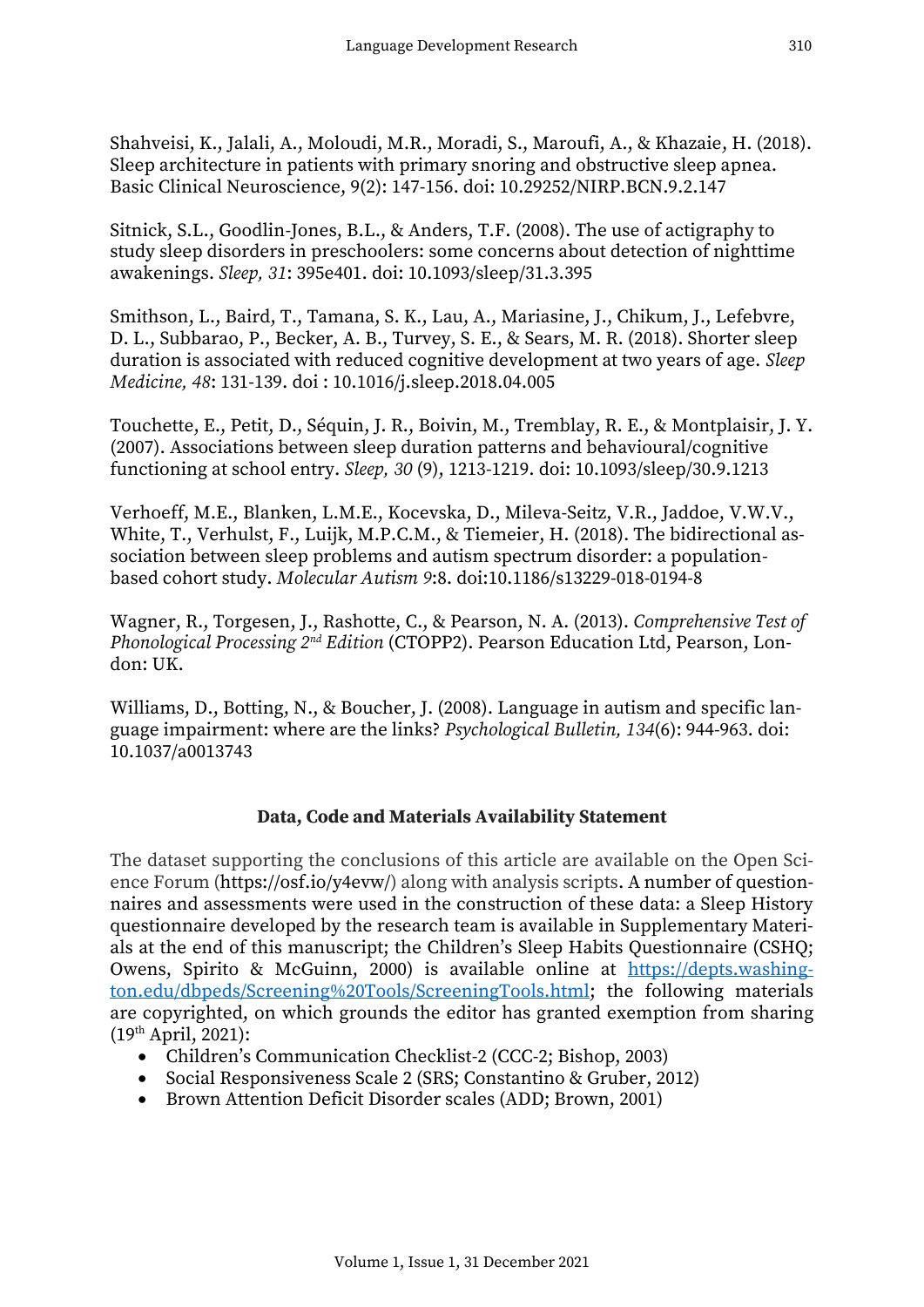Shahveisi, K., Jalali, A., Moloudi, M.R., Moradi, S., Maroufi, A., & Khazaie, H. (2018). Sleep architecture in patients with primary snoring and obstructive sleep apnea. Basic Clinical Neuroscience, 9(2): 147-156. doi: 10.29252/NIRP.BCN.9.2.147

Sitnick, S.L., Goodlin-Jones, B.L., & Anders, T.F. (2008). The use of actigraphy to study sleep disorders in preschoolers: some concerns about detection of nighttime awakenings. *Sleep, 31*: 395e401. doi: 10.1093/sleep/31.3.395

Smithson, L., Baird, T., Tamana, S. K., Lau, A., Mariasine, J., Chikum, J., Lefebvre, D. L., Subbarao, P., Becker, A. B., Turvey, S. E., & Sears, M. R. (2018). Shorter sleep duration is associated with reduced cognitive development at two years of age. *Sleep Medicine, 48*: 131-139. doi : 10.1016/j.sleep.2018.04.005

Touchette, E., Petit, D., Séquin, J. R., Boivin, M., Tremblay, R. E., & Montplaisir, J. Y. (2007). Associations between sleep duration patterns and behavioural/cognitive functioning at school entry. *Sleep, 30* (9), 1213-1219. doi: 10.1093/sleep/30.9.1213

Verhoeff, M.E., Blanken, L.M.E., Kocevska, D., Mileva-Seitz, V.R., Jaddoe, V.W.V., White, T., Verhulst, F., Luijk, M.P.C.M., & Tiemeier, H. (2018). The bidirectional association between sleep problems and autism spectrum disorder: a population-based cohort study. *Molecular Autism 9*:8. doi:10.1186/s13229-018-0194-8

Wagner, R., Torgesen, J., Rashotte, C., & Pearson, N. A. (2013). *Comprehensive Test of Phonological Processing 2nd Edition* (CTOPP2). Pearson Education Ltd, Pearson, London: UK.

Williams, D., Botting, N., & Boucher, J. (2008). Language in autism and specific language impairment: where are the links? *Psychological Bulletin, 134*(6): 944-963. doi: 10.1037/a0013743

## Data, Code and Materials Availability Statement

The dataset supporting the conclusions of this article are available on the Open Science Forum (https://osf.io/y4evw/) along with analysis scripts. A number of questionnaires and assessments were used in the construction of these data: a Sleep History questionnaire developed by the research team is available in Supplementary Materials at the end of this manuscript; the Children's Sleep Habits Questionnaire (CSHQ; Owens, Spirito & McGuinn, 2000) is available online at https://depts.washington.edu/dbpeds/Screening%20Tools/ScreeningTools.html; the following materials are copyrighted, on which grounds the editor has granted exemption from sharing (19th April, 2021):

- Children's Communication Checklist-2 (CCC-2; Bishop, 2003)
- Social Responsiveness Scale 2 (SRS; Constantino & Gruber, 2012)
- Brown Attention Deficit Disorder scales (ADD; Brown, 2001)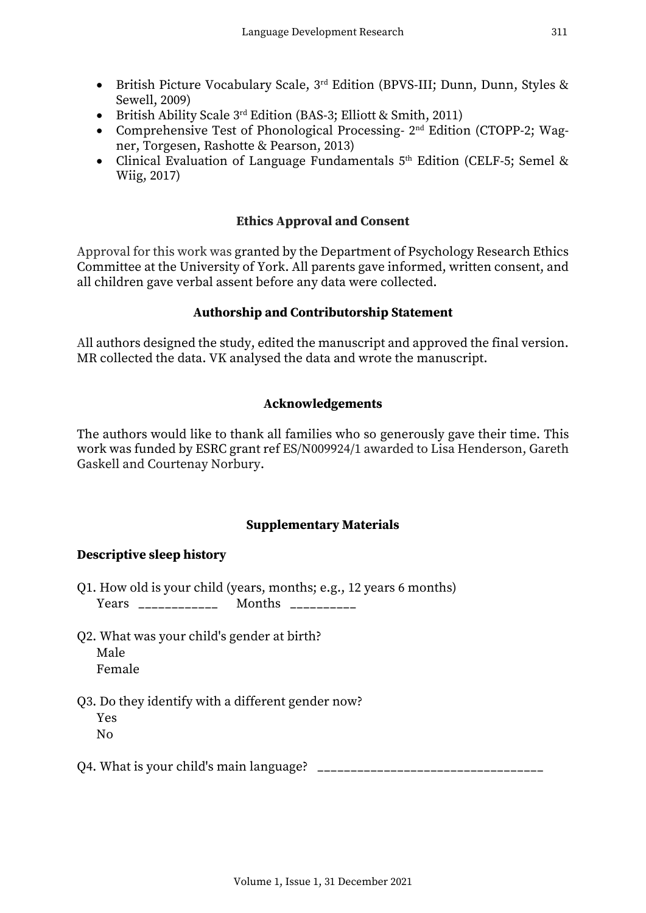- British Picture Vocabulary Scale, 3rd Edition (BPVS-III; Dunn, Dunn, Styles & Sewell, 2009)
- British Ability Scale 3rd Edition (BAS-3; Elliott & Smith, 2011)
- Comprehensive Test of Phonological Processing- 2nd Edition (CTOPP-2; Wagner, Torgesen, Rashotte & Pearson, 2013)
- Clinical Evaluation of Language Fundamentals 5th Edition (CELF-5; Semel & Wiig, 2017)

### Ethics Approval and Consent

Approval for this work was granted by the Department of Psychology Research Ethics Committee at the University of York. All parents gave informed, written consent, and all children gave verbal assent before any data were collected.

### Authorship and Contributorship Statement

All authors designed the study, edited the manuscript and approved the final version. MR collected the data. VK analysed the data and wrote the manuscript.

### Acknowledgements

The authors would like to thank all families who so generously gave their time. This work was funded by ESRC grant ref ES/N009924/1 awarded to Lisa Henderson, Gareth Gaskell and Courtenay Norbury.

### Supplementary Materials

**Descriptive sleep history**

Q1. How old is your child (years, months; e.g., 12 years 6 months)
Years ____________ Months __________

Q2. What was your child's gender at birth?
Male
Female

Q3. Do they identify with a different gender now?
Yes
No

Q4. What is your child's main language? __________________________________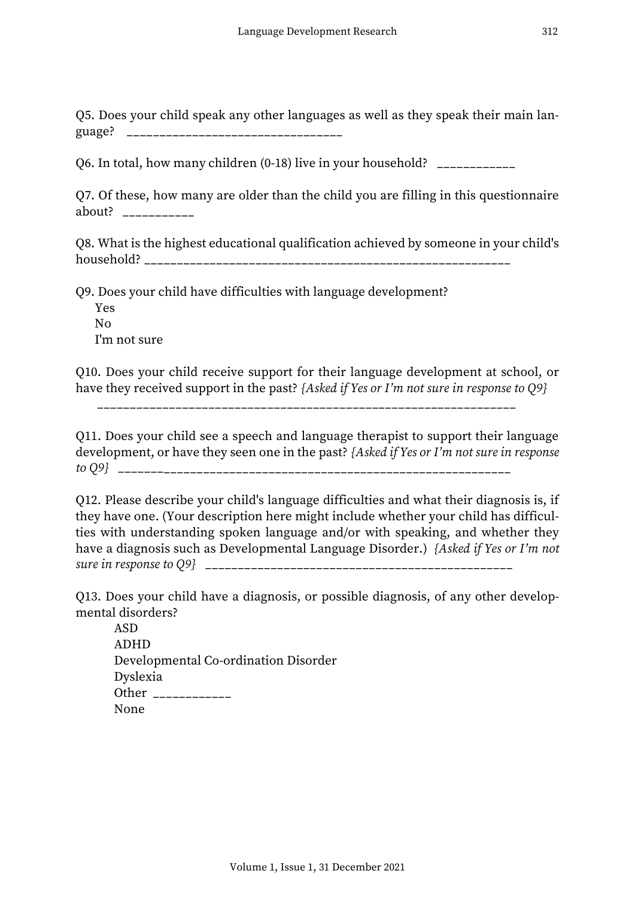Q5. Does your child speak any other languages as well as they speak their main language? ________________________________

Q6. In total, how many children (0-18) live in your household? ____________

Q7. Of these, how many are older than the child you are filling in this questionnaire about? ___________

Q8. What is the highest educational qualification achieved by someone in your child's household? _________________________________________________________

Q9. Does your child have difficulties with language development?

Yes
No
I'm not sure

Q10. Does your child receive support for their language development at school, or have they received support in the past? *{Asked if Yes or I'm not sure in response to Q9}*

________________________________________________________________

Q11. Does your child see a speech and language therapist to support their language development, or have they seen one in the past? *{Asked if Yes or I'm not sure in response to Q9}* ____________________________________________________________

Q12. Please describe your child's language difficulties and what their diagnosis is, if they have one. (Your description here might include whether your child has difficulties with understanding spoken language and/or with speaking, and whether they have a diagnosis such as Developmental Language Disorder.) *{Asked if Yes or I'm not sure in response to Q9}* _______________________________________________

Q13. Does your child have a diagnosis, or possible diagnosis, of any other developmental disorders?

ASD
ADHD
Developmental Co-ordination Disorder
Dyslexia
Other ____________
None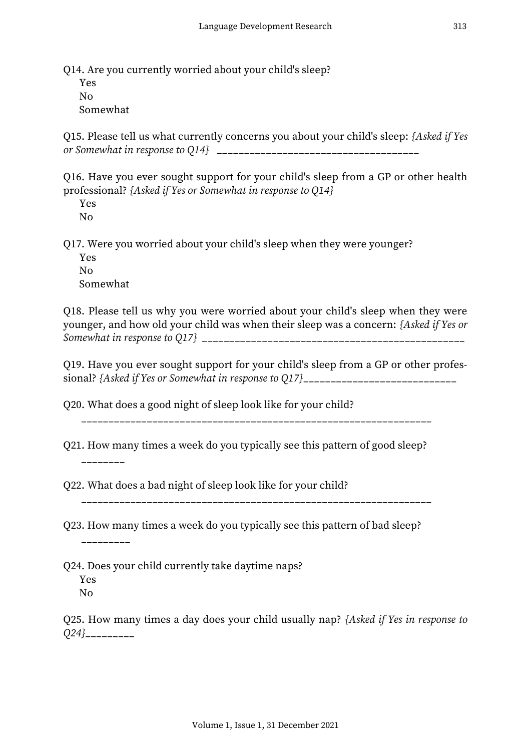Q14. Are you currently worried about your child's sleep?

Yes

No

Somewhat

Q15. Please tell us what currently concerns you about your child's sleep: *{Asked if Yes or Somewhat in response to Q14}* ___________________________________

Q16. Have you ever sought support for your child's sleep from a GP or other health professional? *{Asked if Yes or Somewhat in response to Q14}*

Yes

No

Q17. Were you worried about your child's sleep when they were younger?

Yes

No

Somewhat

Q18. Please tell us why you were worried about your child's sleep when they were younger, and how old your child was when their sleep was a concern: *{Asked if Yes or Somewhat in response to Q17}* ___________________________________________

Q19. Have you ever sought support for your child's sleep from a GP or other professional? *{Asked if Yes or Somewhat in response to Q17}*_________________________

Q20. What does a good night of sleep look like for your child?

_______________________________________________________________

Q21. How many times a week do you typically see this pattern of good sleep?

________

Q22. What does a bad night of sleep look like for your child?

_______________________________________________________________

Q23. How many times a week do you typically see this pattern of bad sleep?

_________

Q24. Does your child currently take daytime naps?

Yes

No

Q25. How many times a day does your child usually nap? *{Asked if Yes in response to Q24}*_________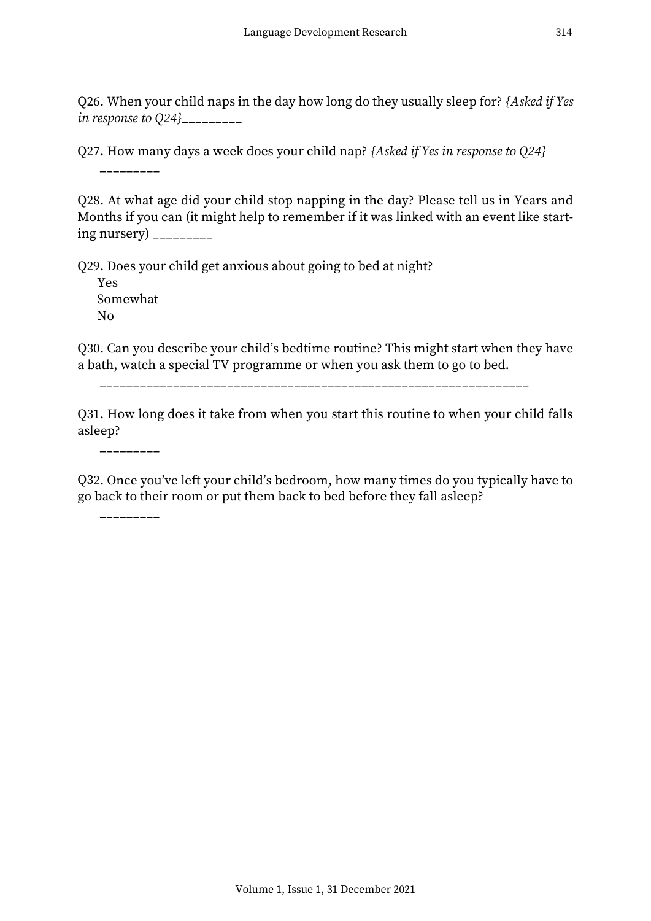Q26. When your child naps in the day how long do they usually sleep for? *{Asked if Yes in response to Q24}*_________

Q27. How many days a week does your child nap? *{Asked if Yes in response to Q24}*

_________

Q28. At what age did your child stop napping in the day? Please tell us in Years and Months if you can (it might help to remember if it was linked with an event like starting nursery) _________

Q29. Does your child get anxious about going to bed at night?

Yes
Somewhat
No

Q30. Can you describe your child's bedtime routine? This might start when they have a bath, watch a special TV programme or when you ask them to go to bed.

_______________________________________________________________

Q31. How long does it take from when you start this routine to when your child falls asleep?

_________

Q32. Once you've left your child's bedroom, how many times do you typically have to go back to their room or put them back to bed before they fall asleep?

_________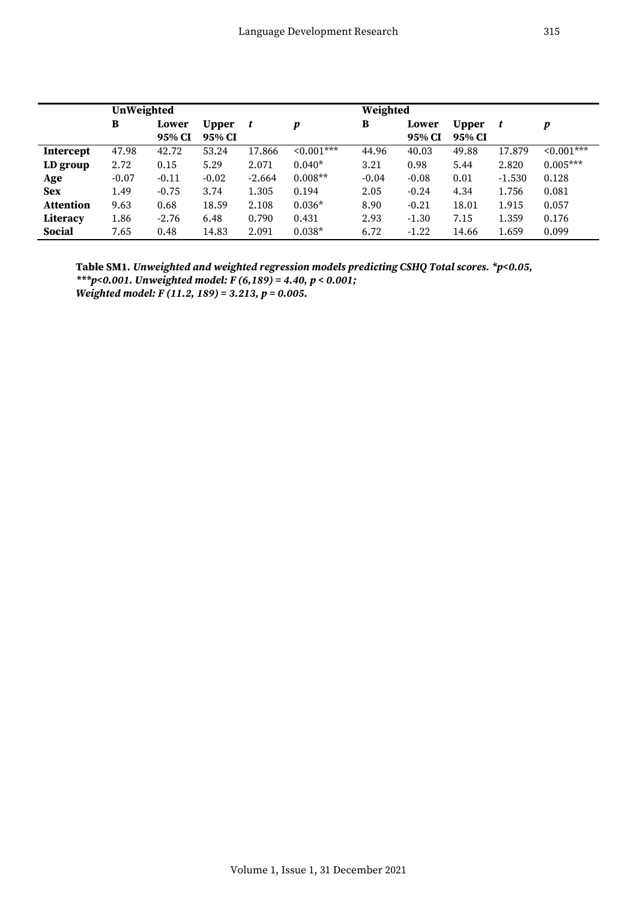| | UnWeighted | | | | | Weighted | | | | |
|---|---|---|---|---|---|---|---|---|---|---|
| | **B** | **Lower 95% CI** | **Upper 95% CI** | ***t*** | ***p*** | **B** | **Lower 95% CI** | **Upper 95% CI** | ***t*** | ***p*** |
| **Intercept** | 47.98 | 42.72 | 53.24 | 17.866 | <0.001*** | 44.96 | 40.03 | 49.88 | 17.879 | <0.001*** |
| **LD group** | 2.72 | 0.15 | 5.29 | 2.071 | 0.040* | 3.21 | 0.98 | 5.44 | 2.820 | 0.005*** |
| **Age** | -0.07 | -0.11 | -0.02 | -2.664 | 0.008** | -0.04 | -0.08 | 0.01 | -1.530 | 0.128 |
| **Sex** | 1.49 | -0.75 | 3.74 | 1.305 | 0.194 | 2.05 | -0.24 | 4.34 | 1.756 | 0.081 |
| **Attention** | 9.63 | 0.68 | 18.59 | 2.108 | 0.036* | 8.90 | -0.21 | 18.01 | 1.915 | 0.057 |
| **Literacy** | 1.86 | -2.76 | 6.48 | 0.790 | 0.431 | 2.93 | -1.30 | 7.15 | 1.359 | 0.176 |
| **Social** | 7.65 | 0.48 | 14.83 | 2.091 | 0.038* | 6.72 | -1.22 | 14.66 | 1.659 | 0.099 |

**Table SM1.** ***Unweighted and weighted regression models predicting CSHQ Total scores. *$p<0.05$, ***$p<0.001$. Unweighted model: $F(6,189) = 4.40$, $p < 0.001$; Weighted model: $F(11.2, 189) = 3.213$, $p = 0.005$.***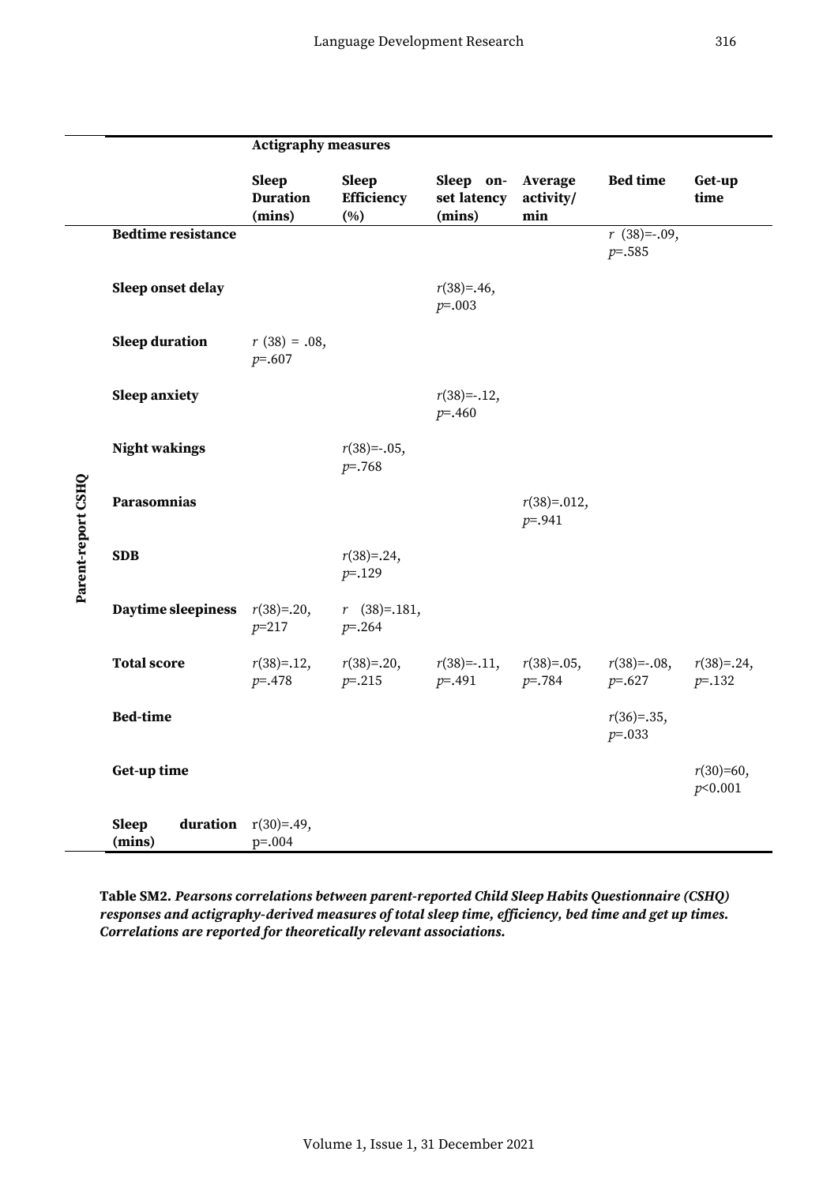| | | Actigraphy measures | | | | | |
|---|---|---|---|---|---|---|---|
| | | **Sleep Duration (mins)** | **Sleep Efficiency (%)** | **Sleep on-set latency (mins)** | **Average activity/ min** | **Bed time** | **Get-up time** |
| **Parent-report CSHQ** | **Bedtime resistance** | | | | | $r$ (38)=-.09, $p$=.585 | |
| | **Sleep onset delay** | | | $r$(38)=.46, $p$=.003 | | | |
| | **Sleep duration** | $r$ (38) = .08, $p$=.607 | | | | | |
| | **Sleep anxiety** | | | $r$(38)=-.12, $p$=.460 | | | |
| | **Night wakings** | | $r$(38)=-.05, $p$=.768 | | | | |
| | **Parasomnias** | | | | $r$(38)=.012, $p$=.941 | | |
| | **SDB** | | $r$(38)=.24, $p$=.129 | | | | |
| | **Daytime sleepiness** | $r$(38)=.20, $p$=217 | $r$ (38)=.181, $p$=.264 | | | | |
| | **Total score** | $r$(38)=.12, $p$=.478 | $r$(38)=.20, $p$=.215 | $r$(38)=-.11, $p$=.491 | $r$(38)=.05, $p$=.784 | $r$(38)=-.08, $p$=.627 | $r$(38)=.24, $p$=.132 |
| | **Bed-time** | | | | | $r$(36)=.35, $p$=.033 | |
| | **Get-up time** | | | | | | $r$(30)=60, $p$<0.001 |
| | **Sleep duration (mins)** | r(30)=.49, p=.004 | | | | | |

**Table SM2.** ***Pearsons correlations between parent-reported Child Sleep Habits Questionnaire (CSHQ) responses and actigraphy-derived measures of total sleep time, efficiency, bed time and get up times. Correlations are reported for theoretically relevant associations.***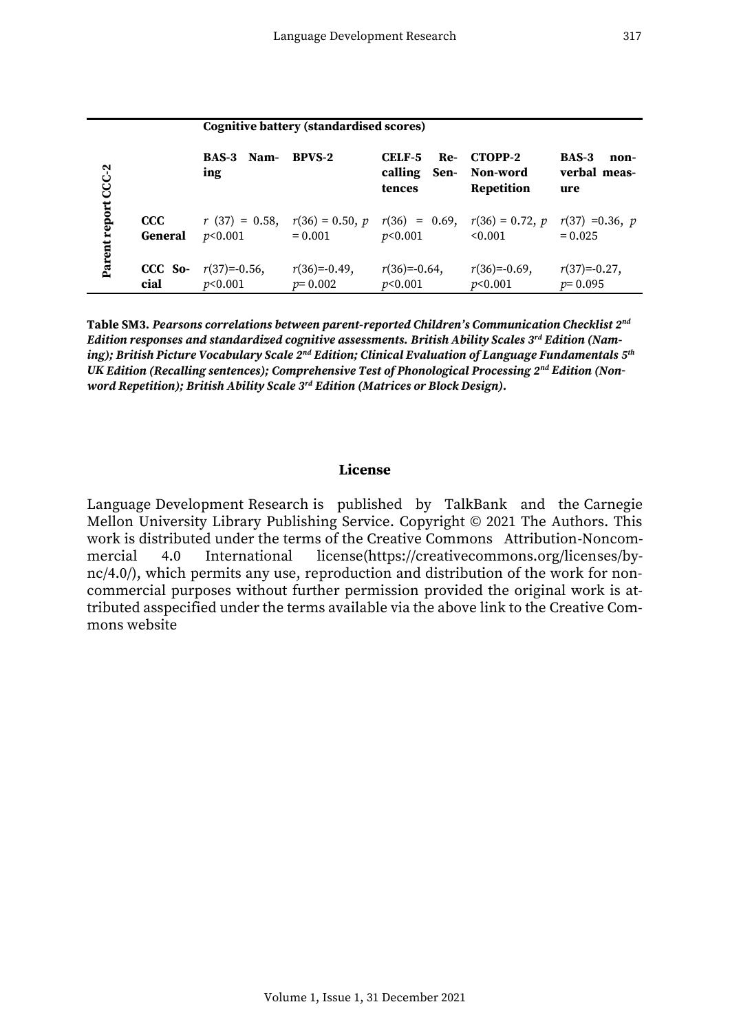| | | Cognitive battery (standardised scores) | | | | |
|---|---|---|---|---|---|---|
| Parent report CCC-2 | | **BAS-3 Naming** | **BPVS-2** | **CELF-5 Recalling Sentences** | **CTOPP-2 Non-word Repetition** | **BAS-3 non-verbal measure** |
| | **CCC General** | $r$ (37) = 0.58, $p$<0.001 | $r$(36) = 0.50, $p$ = 0.001 | $r$(36) = 0.69, $p$<0.001 | $r$(36) = 0.72, $p$ <0.001 | $r$(37) =0.36, $p$ = 0.025 |
| | **CCC Social** | $r$(37)=-0.56, $p$<0.001 | $r$(36)=-0.49, $p$= 0.002 | $r$(36)=-0.64, $p$<0.001 | $r$(36)=-0.69, $p$<0.001 | $r$(37)=-0.27, $p$= 0.095 |

**Table SM3.** ***Pearsons correlations between parent-reported Children's Communication Checklist 2nd Edition responses and standardized cognitive assessments. British Ability Scales 3rd Edition (Naming); British Picture Vocabulary Scale 2nd Edition; Clinical Evaluation of Language Fundamentals 5th UK Edition (Recalling sentences); Comprehensive Test of Phonological Processing 2nd Edition (Non-word Repetition); British Ability Scale 3rd Edition (Matrices or Block Design).***

## License

Language Development Research is published by TalkBank and the Carnegie Mellon University Library Publishing Service. Copyright © 2021 The Authors. This work is distributed under the terms of the Creative Commons Attribution-Noncommercial 4.0 International license(https://creativecommons.org/licenses/by-nc/4.0/), which permits any use, reproduction and distribution of the work for non-commercial purposes without further permission provided the original work is attributed asspecified under the terms available via the above link to the Creative Commons website